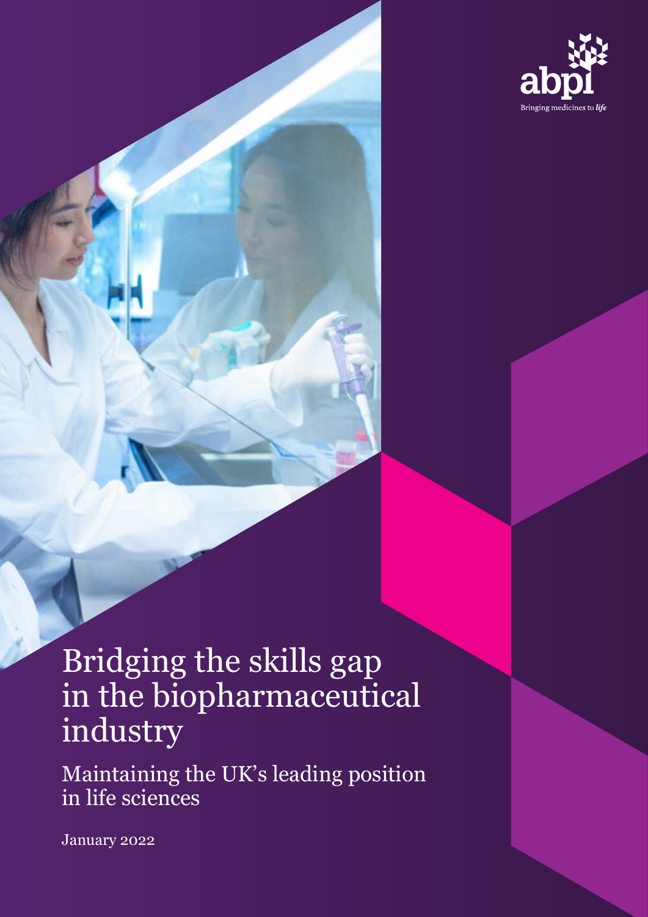abpi

Bringing medicines to *life*

# Bridging the skills gap in the biopharmaceutical industry

## Maintaining the UK's leading position in life sciences

January 2022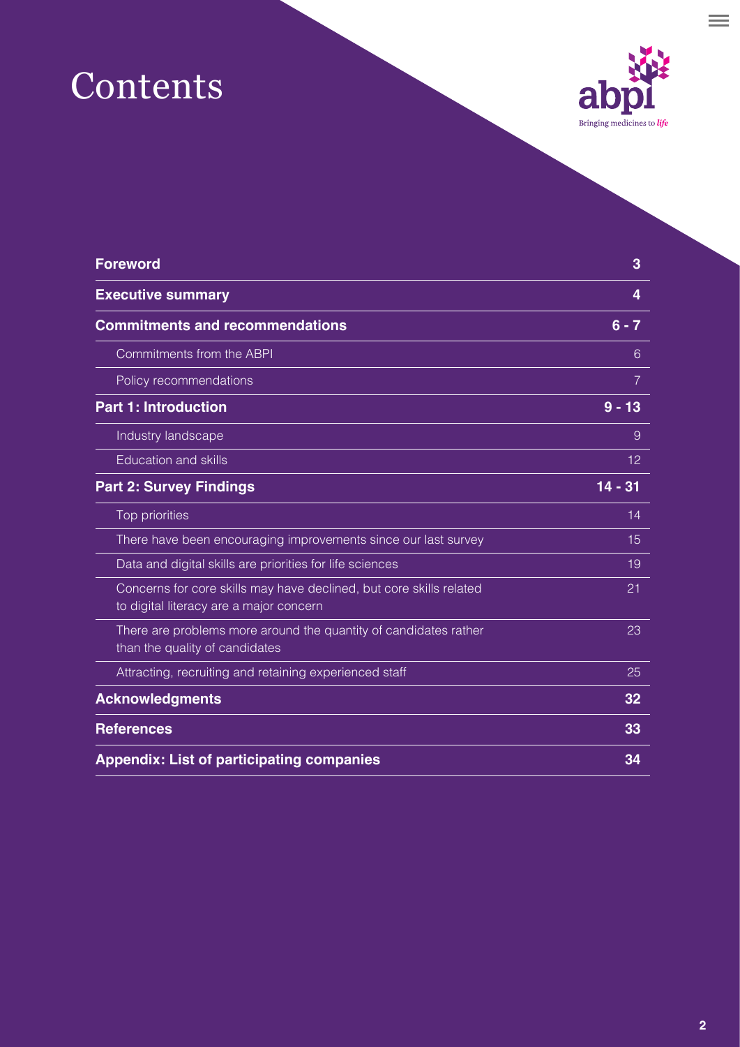# Contents

| | |
|---|---|
| **Foreword** | **3** |
| **Executive summary** | **4** |
| **Commitments and recommendations** | **6 - 7** |
| Commitments from the ABPI | 6 |
| Policy recommendations | 7 |
| **Part 1: Introduction** | **9 - 13** |
| Industry landscape | 9 |
| Education and skills | 12 |
| **Part 2: Survey Findings** | **14 - 31** |
| Top priorities | 14 |
| There have been encouraging improvements since our last survey | 15 |
| Data and digital skills are priorities for life sciences | 19 |
| Concerns for core skills may have declined, but core skills related to digital literacy are a major concern | 21 |
| There are problems more around the quantity of candidates rather than the quality of candidates | 23 |
| Attracting, recruiting and retaining experienced staff | 25 |
| **Acknowledgments** | **32** |
| **References** | **33** |
| **Appendix: List of participating companies** | **34** |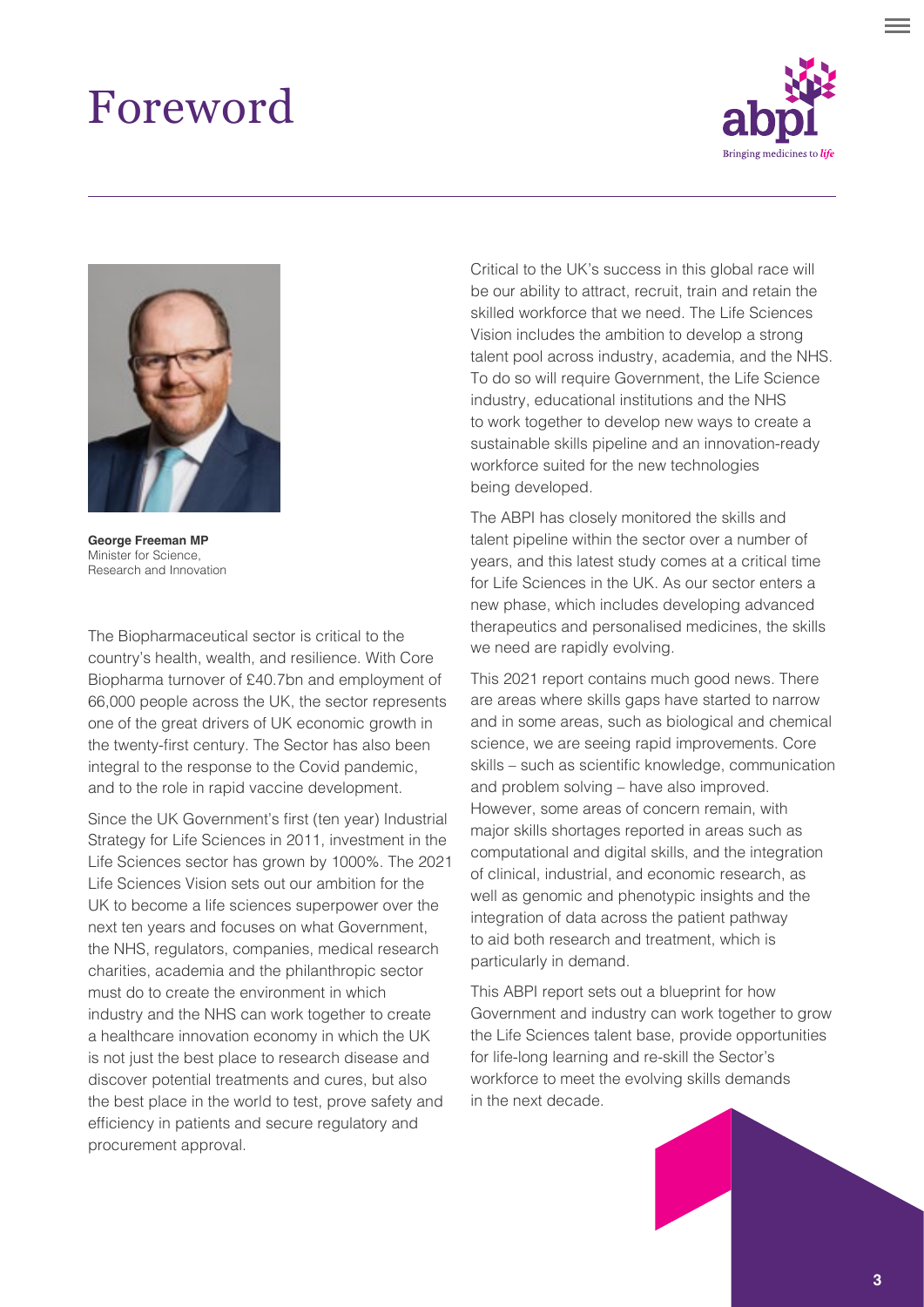# Foreword

**George Freeman MP**
Minister for Science, Research and Innovation

The Biopharmaceutical sector is critical to the country's health, wealth, and resilience. With Core Biopharma turnover of £40.7bn and employment of 66,000 people across the UK, the sector represents one of the great drivers of UK economic growth in the twenty-first century. The Sector has also been integral to the response to the Covid pandemic, and to the role in rapid vaccine development.

Since the UK Government's first (ten year) Industrial Strategy for Life Sciences in 2011, investment in the Life Sciences sector has grown by 1000%. The 2021 Life Sciences Vision sets out our ambition for the UK to become a life sciences superpower over the next ten years and focuses on what Government, the NHS, regulators, companies, medical research charities, academia and the philanthropic sector must do to create the environment in which industry and the NHS can work together to create a healthcare innovation economy in which the UK is not just the best place to research disease and discover potential treatments and cures, but also the best place in the world to test, prove safety and efficiency in patients and secure regulatory and procurement approval.

Critical to the UK's success in this global race will be our ability to attract, recruit, train and retain the skilled workforce that we need. The Life Sciences Vision includes the ambition to develop a strong talent pool across industry, academia, and the NHS. To do so will require Government, the Life Science industry, educational institutions and the NHS to work together to develop new ways to create a sustainable skills pipeline and an innovation-ready workforce suited for the new technologies being developed.

The ABPI has closely monitored the skills and talent pipeline within the sector over a number of years, and this latest study comes at a critical time for Life Sciences in the UK. As our sector enters a new phase, which includes developing advanced therapeutics and personalised medicines, the skills we need are rapidly evolving.

This 2021 report contains much good news. There are areas where skills gaps have started to narrow and in some areas, such as biological and chemical science, we are seeing rapid improvements. Core skills – such as scientific knowledge, communication and problem solving – have also improved. However, some areas of concern remain, with major skills shortages reported in areas such as computational and digital skills, and the integration of clinical, industrial, and economic research, as well as genomic and phenotypic insights and the integration of data across the patient pathway to aid both research and treatment, which is particularly in demand.

This ABPI report sets out a blueprint for how Government and industry can work together to grow the Life Sciences talent base, provide opportunities for life-long learning and re-skill the Sector's workforce to meet the evolving skills demands in the next decade.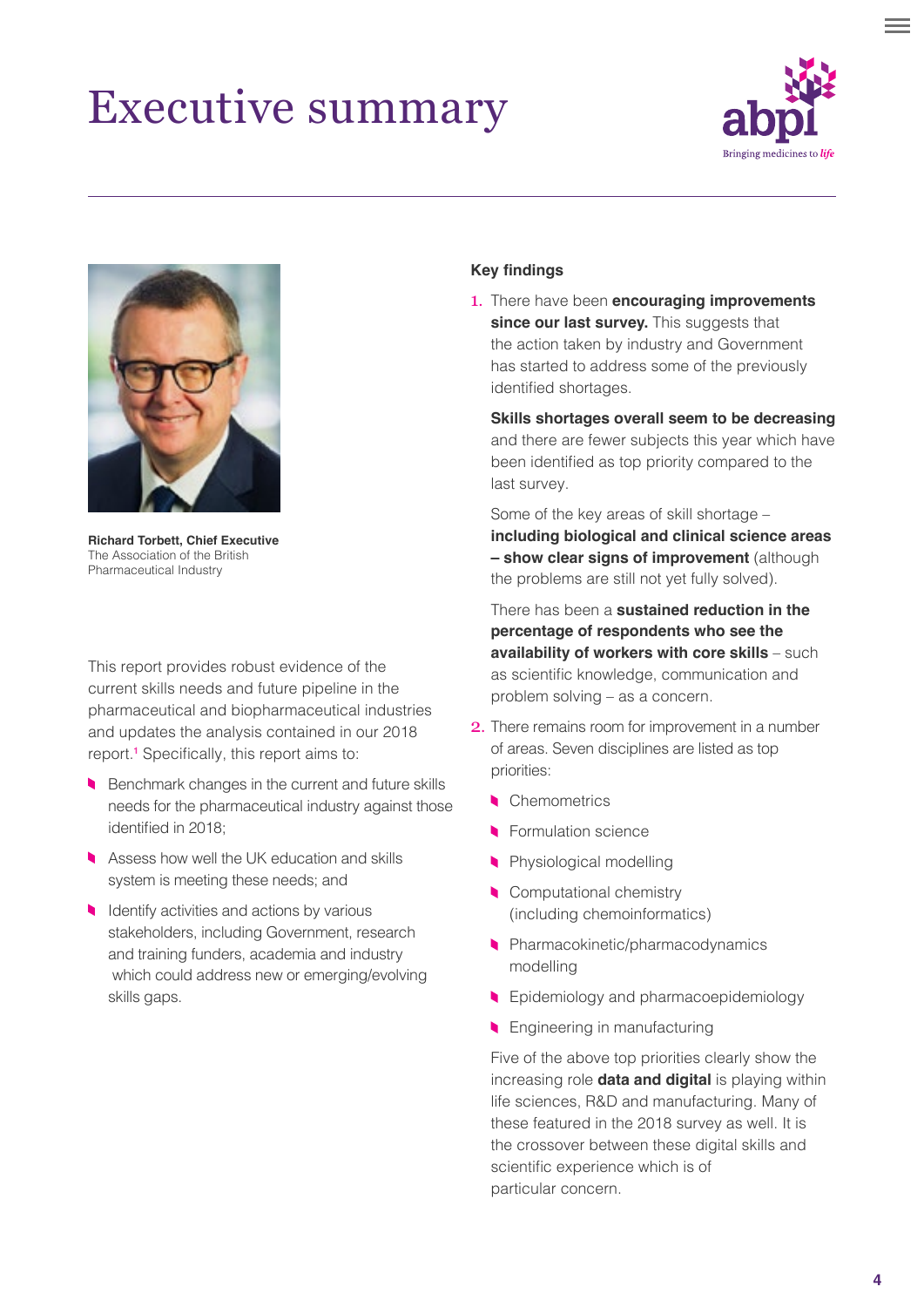# Executive summary

**Richard Torbett, Chief Executive**
The Association of the British Pharmaceutical Industry

This report provides robust evidence of the current skills needs and future pipeline in the pharmaceutical and biopharmaceutical industries and updates the analysis contained in our 2018 report.[1] Specifically, this report aims to:

- Benchmark changes in the current and future skills needs for the pharmaceutical industry against those identified in 2018;
- Assess how well the UK education and skills system is meeting these needs; and
- Identify activities and actions by various stakeholders, including Government, research and training funders, academia and industry which could address new or emerging/evolving skills gaps.

**Key findings**

1. There have been **encouraging improvements since our last survey.** This suggests that the action taken by industry and Government has started to address some of the previously identified shortages.

   **Skills shortages overall seem to be decreasing** and there are fewer subjects this year which have been identified as top priority compared to the last survey.

   Some of the key areas of skill shortage – **including biological and clinical science areas – show clear signs of improvement** (although the problems are still not yet fully solved).

   There has been a **sustained reduction in the percentage of respondents who see the availability of workers with core skills** – such as scientific knowledge, communication and problem solving – as a concern.

2. There remains room for improvement in a number of areas. Seven disciplines are listed as top priorities:

   - Chemometrics
   - Formulation science
   - Physiological modelling
   - Computational chemistry (including chemoinformatics)
   - Pharmacokinetic/pharmacodynamics modelling
   - Epidemiology and pharmacoepidemiology
   - Engineering in manufacturing

   Five of the above top priorities clearly show the increasing role **data and digital** is playing within life sciences, R&D and manufacturing. Many of these featured in the 2018 survey as well. It is the crossover between these digital skills and scientific experience which is of particular concern.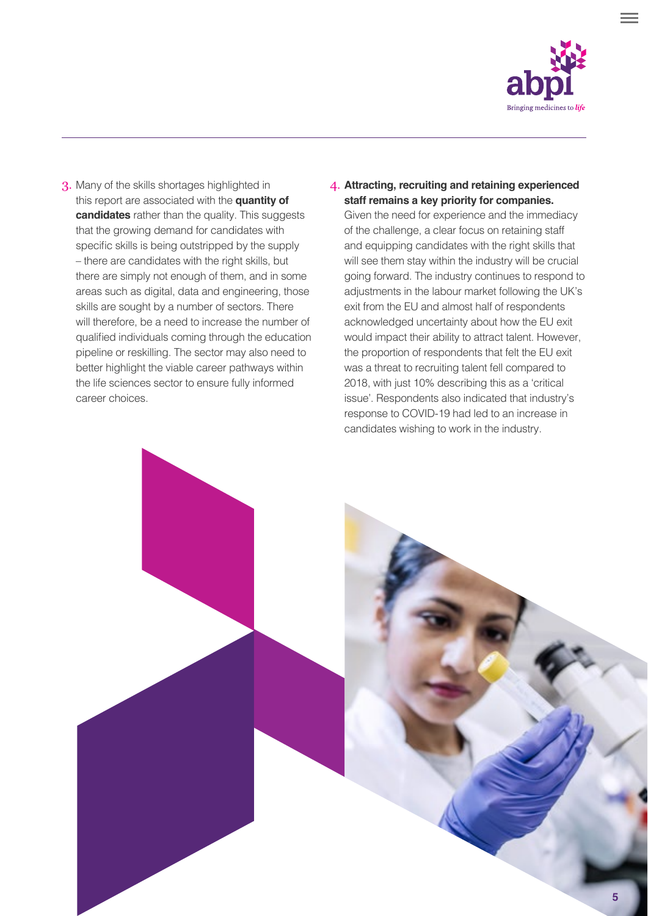3. Many of the skills shortages highlighted in this report are associated with the **quantity of candidates** rather than the quality. This suggests that the growing demand for candidates with specific skills is being outstripped by the supply – there are candidates with the right skills, but there are simply not enough of them, and in some areas such as digital, data and engineering, those skills are sought by a number of sectors. There will therefore, be a need to increase the number of qualified individuals coming through the education pipeline or reskilling. The sector may also need to better highlight the viable career pathways within the life sciences sector to ensure fully informed career choices.

4. **Attracting, recruiting and retaining experienced staff remains a key priority for companies.** Given the need for experience and the immediacy of the challenge, a clear focus on retaining staff and equipping candidates with the right skills that will see them stay within the industry will be crucial going forward. The industry continues to respond to adjustments in the labour market following the UK's exit from the EU and almost half of respondents acknowledged uncertainty about how the EU exit would impact their ability to attract talent. However, the proportion of respondents that felt the EU exit was a threat to recruiting talent fell compared to 2018, with just 10% describing this as a 'critical issue'. Respondents also indicated that industry's response to COVID-19 had led to an increase in candidates wishing to work in the industry.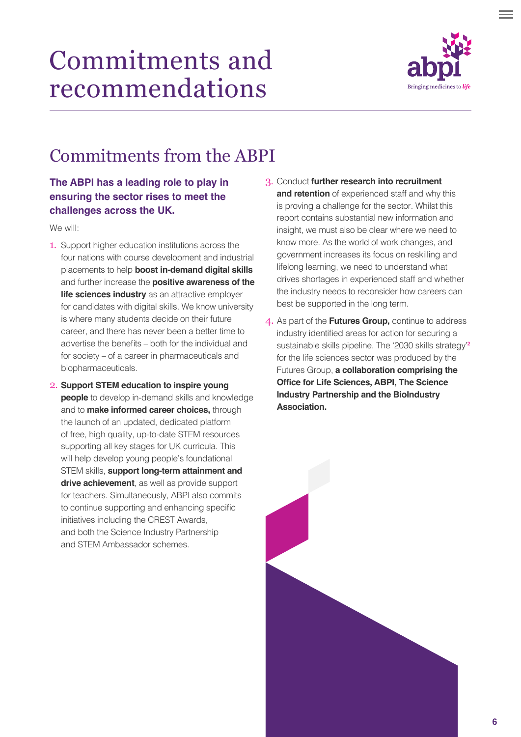# Commitments and recommendations

## Commitments from the ABPI

**The ABPI has a leading role to play in ensuring the sector rises to meet the challenges across the UK.**

We will:

1. Support higher education institutions across the four nations with course development and industrial placements to help **boost in-demand digital skills** and further increase the **positive awareness of the life sciences industry** as an attractive employer for candidates with digital skills. We know university is where many students decide on their future career, and there has never been a better time to advertise the benefits – both for the individual and for society – of a career in pharmaceuticals and biopharmaceuticals.
2. **Support STEM education to inspire young people** to develop in-demand skills and knowledge and to **make informed career choices,** through the launch of an updated, dedicated platform of free, high quality, up-to-date STEM resources supporting all key stages for UK curricula. This will help develop young people's foundational STEM skills, **support long-term attainment and drive achievement**, as well as provide support for teachers. Simultaneously, ABPI also commits to continue supporting and enhancing specific initiatives including the CREST Awards, and both the Science Industry Partnership and STEM Ambassador schemes.
3. Conduct **further research into recruitment and retention** of experienced staff and why this is proving a challenge for the sector. Whilst this report contains substantial new information and insight, we must also be clear where we need to know more. As the world of work changes, and government increases its focus on reskilling and lifelong learning, we need to understand what drives shortages in experienced staff and whether the industry needs to reconsider how careers can best be supported in the long term.
4. As part of the **Futures Group,** continue to address industry identified areas for action for securing a sustainable skills pipeline. The '2030 skills strategy'[2] for the life sciences sector was produced by the Futures Group, **a collaboration comprising the Office for Life Sciences, ABPI, The Science Industry Partnership and the BioIndustry Association.**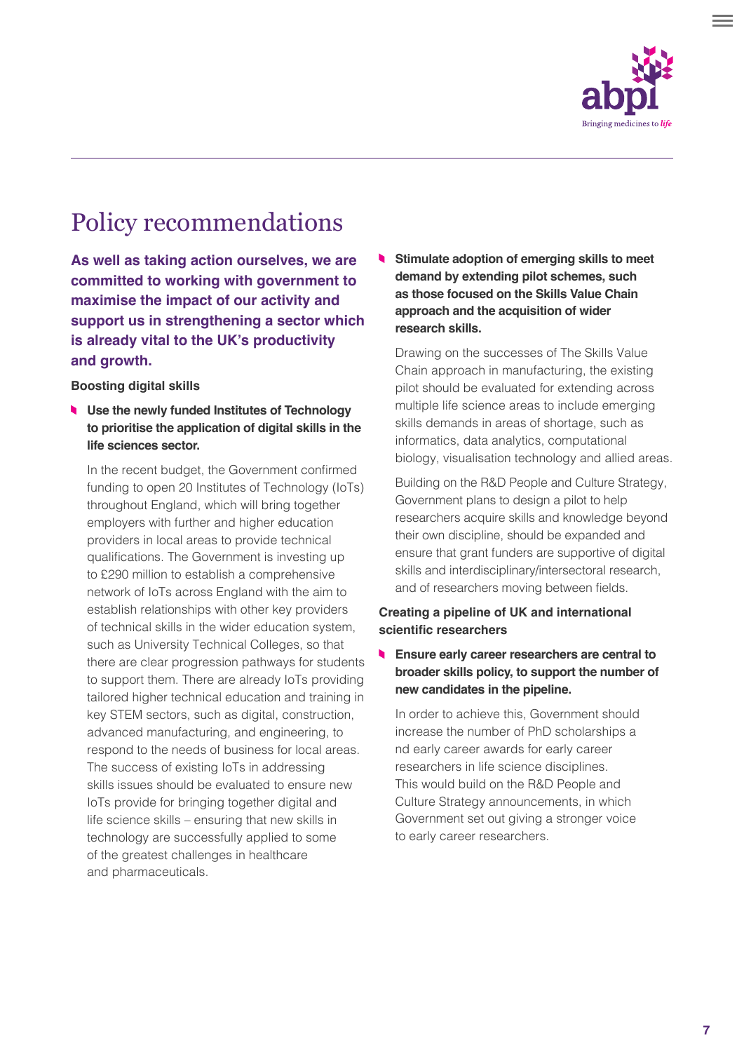# Policy recommendations

**As well as taking action ourselves, we are committed to working with government to maximise the impact of our activity and support us in strengthening a sector which is already vital to the UK's productivity and growth.**

### Boosting digital skills

- **Use the newly funded Institutes of Technology to prioritise the application of digital skills in the life sciences sector.**

  In the recent budget, the Government confirmed funding to open 20 Institutes of Technology (IoTs) throughout England, which will bring together employers with further and higher education providers in local areas to provide technical qualifications. The Government is investing up to £290 million to establish a comprehensive network of IoTs across England with the aim to establish relationships with other key providers of technical skills in the wider education system, such as University Technical Colleges, so that there are clear progression pathways for students to support them. There are already IoTs providing tailored higher technical education and training in key STEM sectors, such as digital, construction, advanced manufacturing, and engineering, to respond to the needs of business for local areas. The success of existing IoTs in addressing skills issues should be evaluated to ensure new IoTs provide for bringing together digital and life science skills – ensuring that new skills in technology are successfully applied to some of the greatest challenges in healthcare and pharmaceuticals.

- **Stimulate adoption of emerging skills to meet demand by extending pilot schemes, such as those focused on the Skills Value Chain approach and the acquisition of wider research skills.**

  Drawing on the successes of The Skills Value Chain approach in manufacturing, the existing pilot should be evaluated for extending across multiple life science areas to include emerging skills demands in areas of shortage, such as informatics, data analytics, computational biology, visualisation technology and allied areas.

  Building on the R&D People and Culture Strategy, Government plans to design a pilot to help researchers acquire skills and knowledge beyond their own discipline, should be expanded and ensure that grant funders are supportive of digital skills and interdisciplinary/intersectoral research, and of researchers moving between fields.

### Creating a pipeline of UK and international scientific researchers

- **Ensure early career researchers are central to broader skills policy, to support the number of new candidates in the pipeline.**

  In order to achieve this, Government should increase the number of PhD scholarships a nd early career awards for early career researchers in life science disciplines. This would build on the R&D People and Culture Strategy announcements, in which Government set out giving a stronger voice to early career researchers.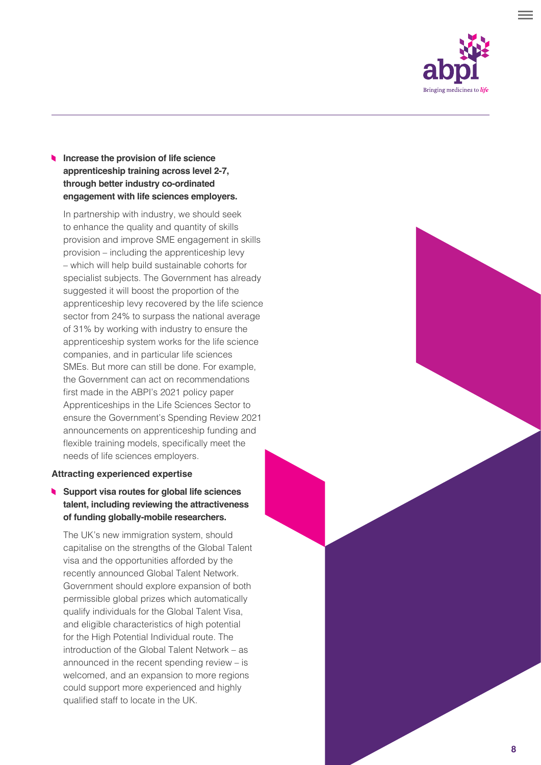- **Increase the provision of life science apprenticeship training across level 2-7, through better industry co-ordinated engagement with life sciences employers.**

  In partnership with industry, we should seek to enhance the quality and quantity of skills provision and improve SME engagement in skills provision – including the apprenticeship levy – which will help build sustainable cohorts for specialist subjects. The Government has already suggested it will boost the proportion of the apprenticeship levy recovered by the life science sector from 24% to surpass the national average of 31% by working with industry to ensure the apprenticeship system works for the life science companies, and in particular life sciences SMEs. But more can still be done. For example, the Government can act on recommendations first made in the ABPI's 2021 policy paper Apprenticeships in the Life Sciences Sector to ensure the Government's Spending Review 2021 announcements on apprenticeship funding and flexible training models, specifically meet the needs of life sciences employers.

**Attracting experienced expertise**

- **Support visa routes for global life sciences talent, including reviewing the attractiveness of funding globally-mobile researchers.**

  The UK's new immigration system, should capitalise on the strengths of the Global Talent visa and the opportunities afforded by the recently announced Global Talent Network. Government should explore expansion of both permissible global prizes which automatically qualify individuals for the Global Talent Visa, and eligible characteristics of high potential for the High Potential Individual route. The introduction of the Global Talent Network – as announced in the recent spending review – is welcomed, and an expansion to more regions could support more experienced and highly qualified staff to locate in the UK.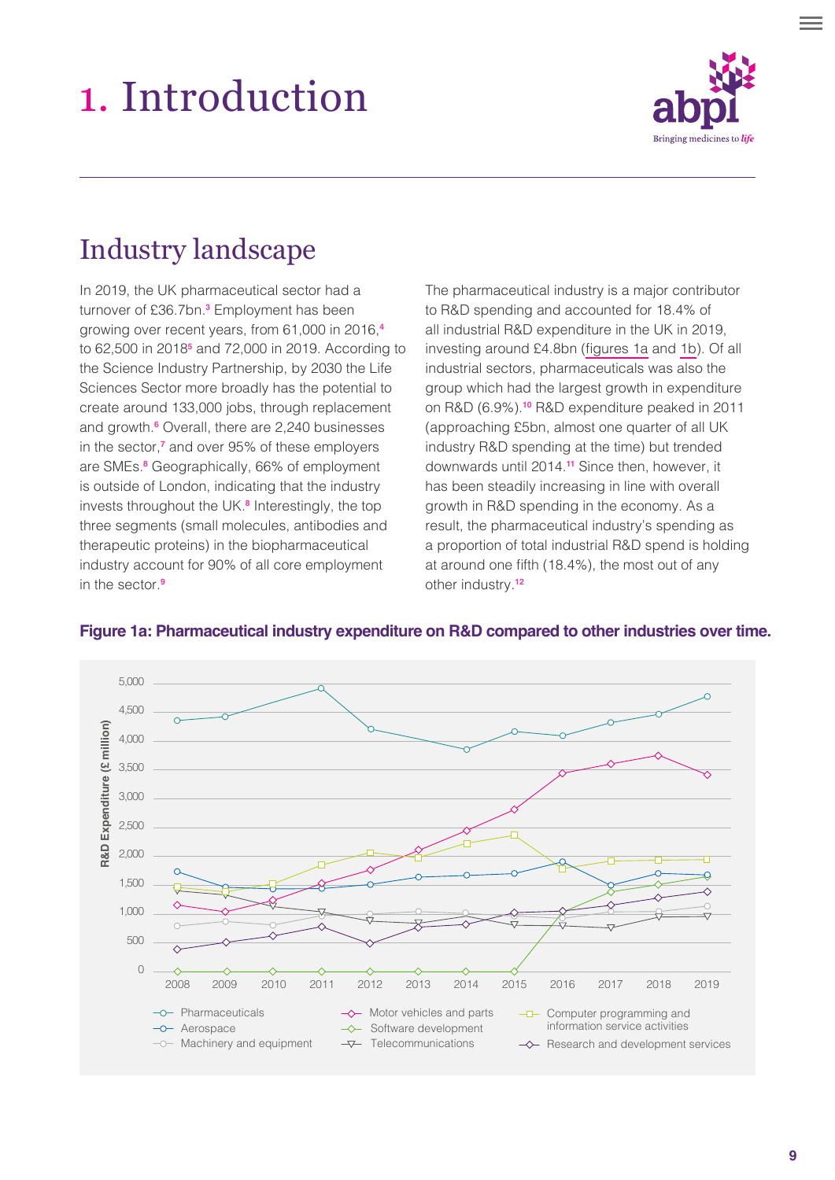# 1. Introduction

## Industry landscape

In 2019, the UK pharmaceutical sector had a turnover of £36.7bn.[3] Employment has been growing over recent years, from 61,000 in 2016,[4] to 62,500 in 2018[5] and 72,000 in 2019. According to the Science Industry Partnership, by 2030 the Life Sciences Sector more broadly has the potential to create around 133,000 jobs, through replacement and growth.[6] Overall, there are 2,240 businesses in the sector,[7] and over 95% of these employers are SMEs.[8] Geographically, 66% of employment is outside of London, indicating that the industry invests throughout the UK.[8] Interestingly, the top three segments (small molecules, antibodies and therapeutic proteins) in the biopharmaceutical industry account for 90% of all core employment in the sector.[9]

The pharmaceutical industry is a major contributor to R&D spending and accounted for 18.4% of all industrial R&D expenditure in the UK in 2019, investing around £4.8bn (figures 1a and 1b). Of all industrial sectors, pharmaceuticals was also the group which had the largest growth in expenditure on R&D (6.9%).[10] R&D expenditure peaked in 2011 (approaching £5bn, almost one quarter of all UK industry R&D spending at the time) but trended downwards until 2014.[11] Since then, however, it has been steadily increasing in line with overall growth in R&D spending in the economy. As a result, the pharmaceutical industry's spending as a proportion of total industrial R&D spend is holding at around one fifth (18.4%), the most out of any other industry.[12]

**Figure 1a: Pharmaceutical industry expenditure on R&D compared to other industries over time.**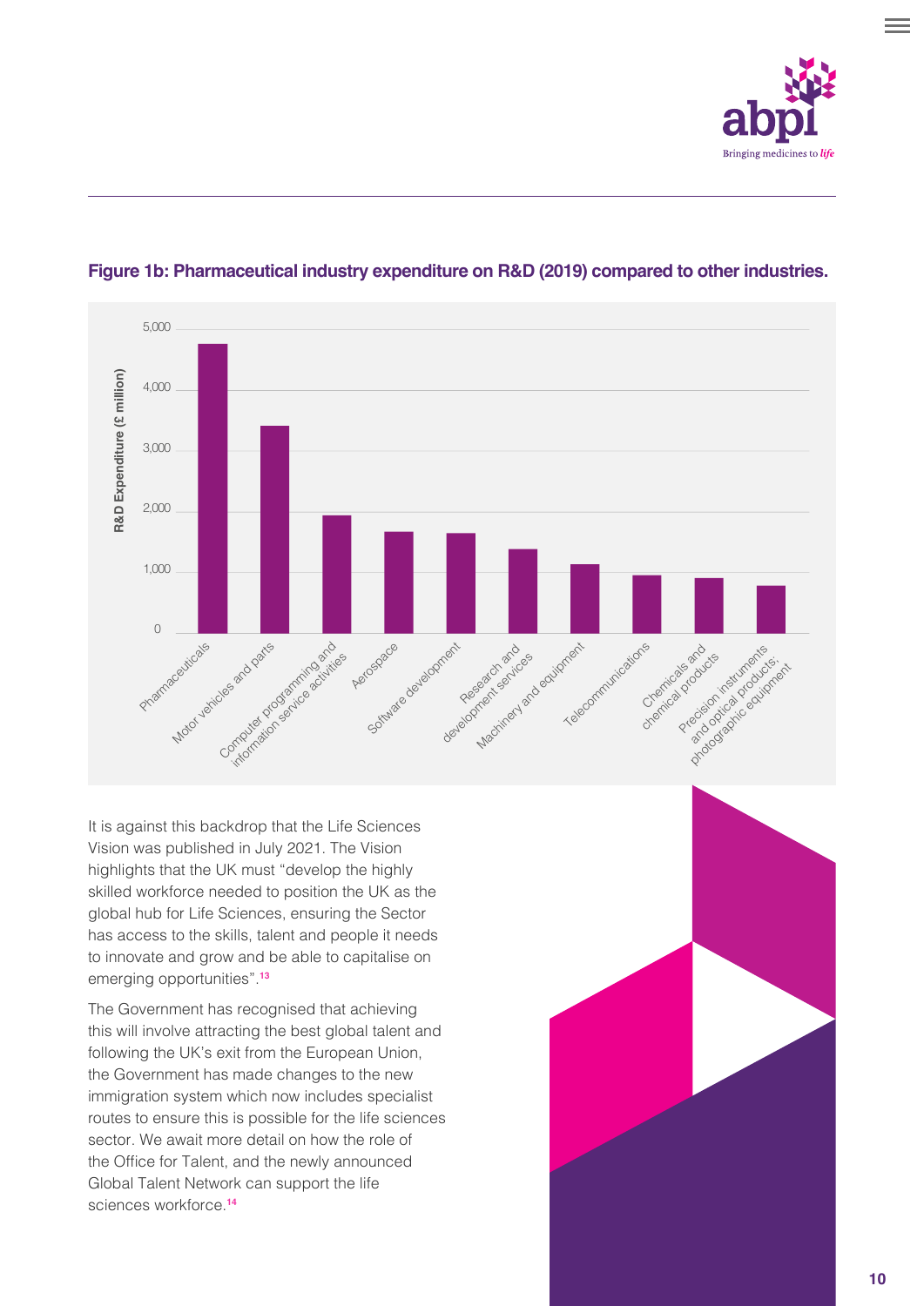**Figure 1b: Pharmaceutical industry expenditure on R&D (2019) compared to other industries.**

It is against this backdrop that the Life Sciences Vision was published in July 2021. The Vision highlights that the UK must "develop the highly skilled workforce needed to position the UK as the global hub for Life Sciences, ensuring the Sector has access to the skills, talent and people it needs to innovate and grow and be able to capitalise on emerging opportunities".[13]

The Government has recognised that achieving this will involve attracting the best global talent and following the UK's exit from the European Union, the Government has made changes to the new immigration system which now includes specialist routes to ensure this is possible for the life sciences sector. We await more detail on how the role of the Office for Talent, and the newly announced Global Talent Network can support the life sciences workforce.[14]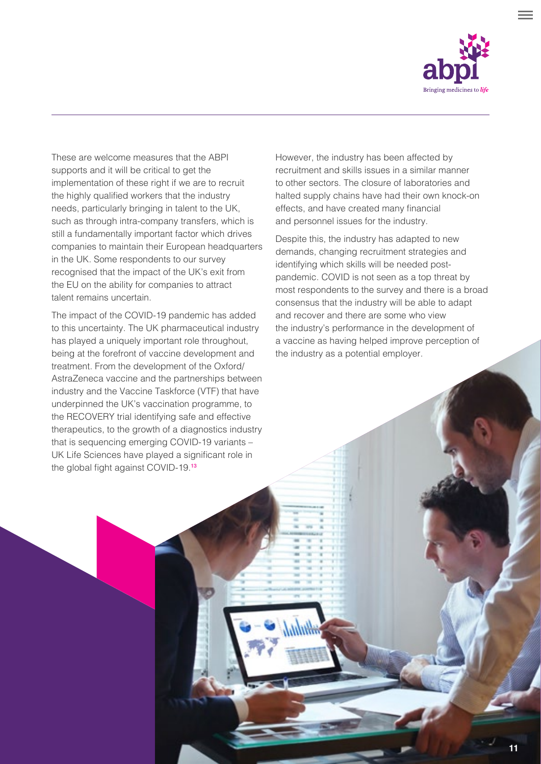These are welcome measures that the ABPI supports and it will be critical to get the implementation of these right if we are to recruit the highly qualified workers that the industry needs, particularly bringing in talent to the UK, such as through intra-company transfers, which is still a fundamentally important factor which drives companies to maintain their European headquarters in the UK. Some respondents to our survey recognised that the impact of the UK's exit from the EU on the ability for companies to attract talent remains uncertain.

The impact of the COVID-19 pandemic has added to this uncertainty. The UK pharmaceutical industry has played a uniquely important role throughout, being at the forefront of vaccine development and treatment. From the development of the Oxford/AstraZeneca vaccine and the partnerships between industry and the Vaccine Taskforce (VTF) that have underpinned the UK's vaccination programme, to the RECOVERY trial identifying safe and effective therapeutics, to the growth of a diagnostics industry that is sequencing emerging COVID-19 variants – UK Life Sciences have played a significant role in the global fight against COVID-19.[13]

However, the industry has been affected by recruitment and skills issues in a similar manner to other sectors. The closure of laboratories and halted supply chains have had their own knock-on effects, and have created many financial and personnel issues for the industry.

Despite this, the industry has adapted to new demands, changing recruitment strategies and identifying which skills will be needed post-pandemic. COVID is not seen as a top threat by most respondents to the survey and there is a broad consensus that the industry will be able to adapt and recover and there are some who view the industry's performance in the development of a vaccine as having helped improve perception of the industry as a potential employer.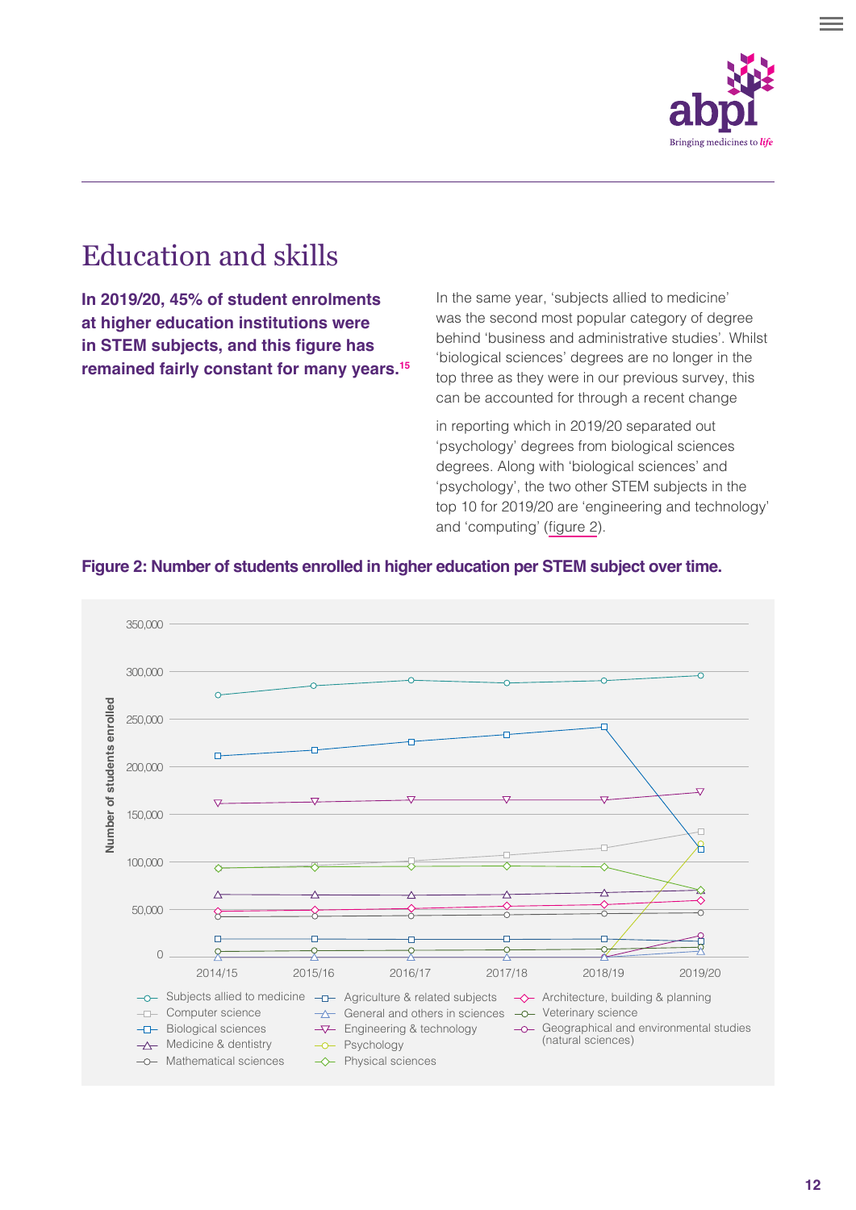# Education and skills

**In 2019/20, 45% of student enrolments at higher education institutions were in STEM subjects, and this figure has remained fairly constant for many years.[15]**

In the same year, 'subjects allied to medicine' was the second most popular category of degree behind 'business and administrative studies'. Whilst 'biological sciences' degrees are no longer in the top three as they were in our previous survey, this can be accounted for through a recent change in reporting which in 2019/20 separated out 'psychology' degrees from biological sciences degrees. Along with 'biological sciences' and 'psychology', the two other STEM subjects in the top 10 for 2019/20 are 'engineering and technology' and 'computing' (figure 2).

**Figure 2: Number of students enrolled in higher education per STEM subject over time.**

Number of students enrolled (0 to 350,000), 2014/15 to 2019/20.

Legend: Subjects allied to medicine; Computer science; Biological sciences; Medicine & dentistry; Mathematical sciences; Agriculture & related subjects; General and others in sciences; Engineering & technology; Psychology; Physical sciences; Architecture, building & planning; Veterinary science; Geographical and environmental studies (natural sciences)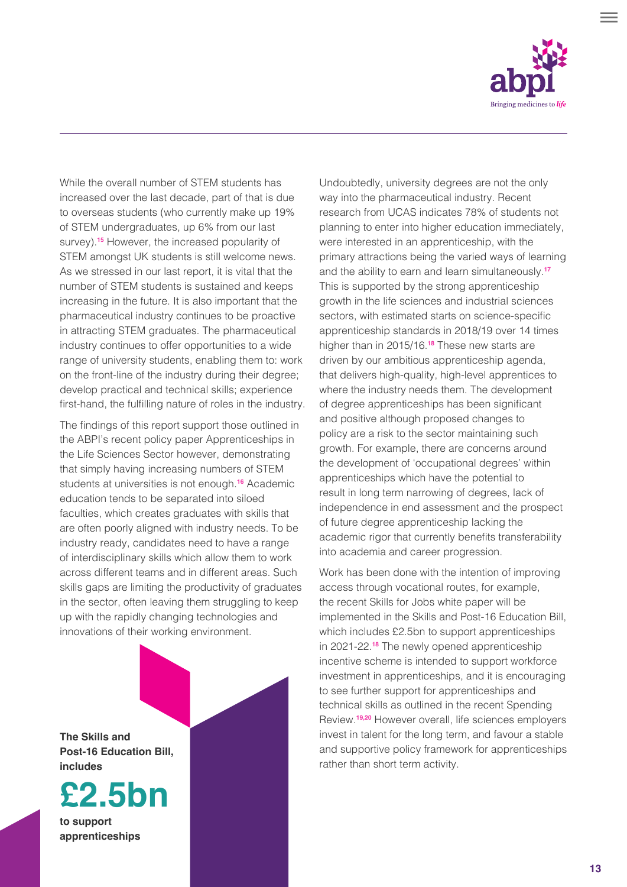While the overall number of STEM students has increased over the last decade, part of that is due to overseas students (who currently make up 19% of STEM undergraduates, up 6% from our last survey).[15] However, the increased popularity of STEM amongst UK students is still welcome news. As we stressed in our last report, it is vital that the number of STEM students is sustained and keeps increasing in the future. It is also important that the pharmaceutical industry continues to be proactive in attracting STEM graduates. The pharmaceutical industry continues to offer opportunities to a wide range of university students, enabling them to: work on the front-line of the industry during their degree; develop practical and technical skills; experience first-hand, the fulfilling nature of roles in the industry.

The findings of this report support those outlined in the ABPI's recent policy paper Apprenticeships in the Life Sciences Sector however, demonstrating that simply having increasing numbers of STEM students at universities is not enough.[16] Academic education tends to be separated into siloed faculties, which creates graduates with skills that are often poorly aligned with industry needs. To be industry ready, candidates need to have a range of interdisciplinary skills which allow them to work across different teams and in different areas. Such skills gaps are limiting the productivity of graduates in the sector, often leaving them struggling to keep up with the rapidly changing technologies and innovations of their working environment.

**The Skills and Post-16 Education Bill, includes**

**£2.5bn**

**to support apprenticeships**

Undoubtedly, university degrees are not the only way into the pharmaceutical industry. Recent research from UCAS indicates 78% of students not planning to enter into higher education immediately, were interested in an apprenticeship, with the primary attractions being the varied ways of learning and the ability to earn and learn simultaneously.[17] This is supported by the strong apprenticeship growth in the life sciences and industrial sciences sectors, with estimated starts on science-specific apprenticeship standards in 2018/19 over 14 times higher than in 2015/16.[18] These new starts are driven by our ambitious apprenticeship agenda, that delivers high-quality, high-level apprentices to where the industry needs them. The development of degree apprenticeships has been significant and positive although proposed changes to policy are a risk to the sector maintaining such growth. For example, there are concerns around the development of 'occupational degrees' within apprenticeships which have the potential to result in long term narrowing of degrees, lack of independence in end assessment and the prospect of future degree apprenticeship lacking the academic rigor that currently benefits transferability into academia and career progression.

Work has been done with the intention of improving access through vocational routes, for example, the recent Skills for Jobs white paper will be implemented in the Skills and Post-16 Education Bill, which includes £2.5bn to support apprenticeships in 2021-22.[18] The newly opened apprenticeship incentive scheme is intended to support workforce investment in apprenticeships, and it is encouraging to see further support for apprenticeships and technical skills as outlined in the recent Spending Review.[19,20] However overall, life sciences employers invest in talent for the long term, and favour a stable and supportive policy framework for apprenticeships rather than short term activity.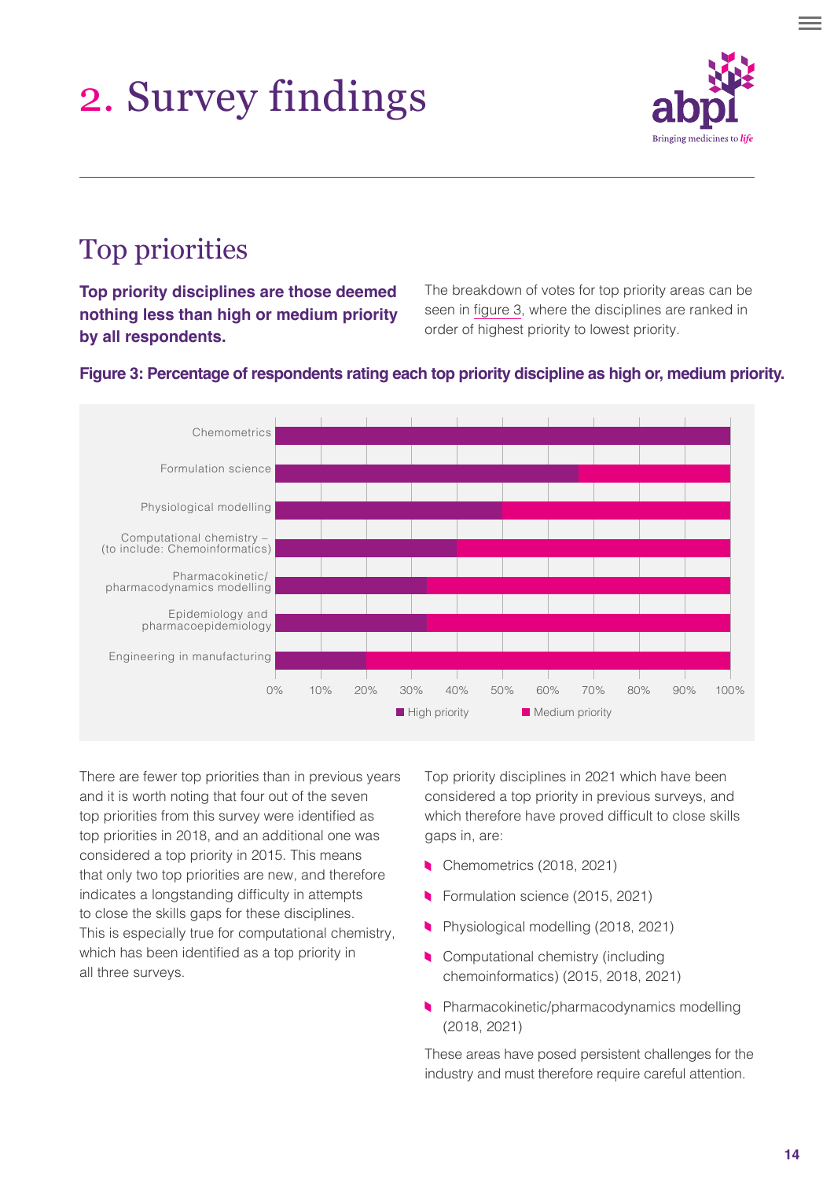# 2. Survey findings

## Top priorities

**Top priority disciplines are those deemed nothing less than high or medium priority by all respondents.**

The breakdown of votes for top priority areas can be seen in figure 3, where the disciplines are ranked in order of highest priority to lowest priority.

**Figure 3: Percentage of respondents rating each top priority discipline as high or, medium priority.**

| Discipline | High priority | Medium priority |
|---|---|---|
| Chemometrics | 100% | 0% |
| Formulation science | ~67% | ~33% |
| Physiological modelling | 50% | 50% |
| Computational chemistry – (to include: Chemoinformatics) | 40% | 60% |
| Pharmacokinetic/ pharmacodynamics modelling | ~33% | ~67% |
| Epidemiology and pharmacoepidemiology | ~33% | ~67% |
| Engineering in manufacturing | 20% | 80% |

There are fewer top priorities than in previous years and it is worth noting that four out of the seven top priorities from this survey were identified as top priorities in 2018, and an additional one was considered a top priority in 2015. This means that only two top priorities are new, and therefore indicates a longstanding difficulty in attempts to close the skills gaps for these disciplines. This is especially true for computational chemistry, which has been identified as a top priority in all three surveys.

Top priority disciplines in 2021 which have been considered a top priority in previous surveys, and which therefore have proved difficult to close skills gaps in, are:

- Chemometrics (2018, 2021)
- Formulation science (2015, 2021)
- Physiological modelling (2018, 2021)
- Computational chemistry (including chemoinformatics) (2015, 2018, 2021)
- Pharmacokinetic/pharmacodynamics modelling (2018, 2021)

These areas have posed persistent challenges for the industry and must therefore require careful attention.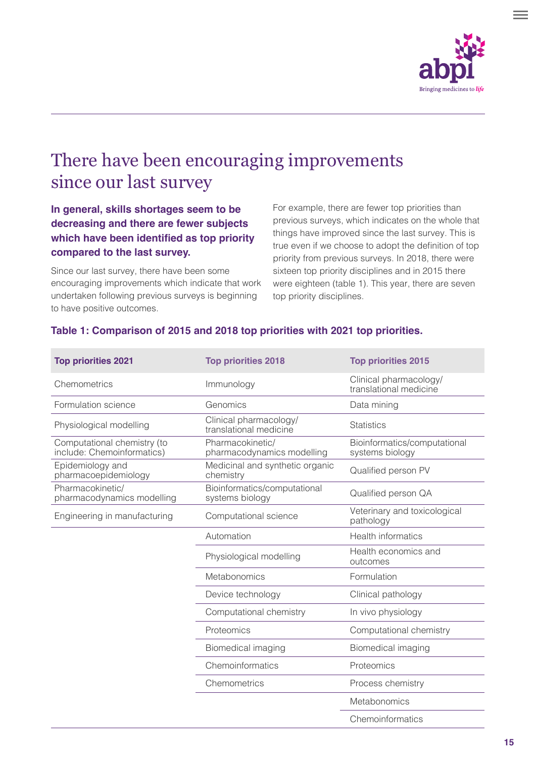# There have been encouraging improvements since our last survey

**In general, skills shortages seem to be decreasing and there are fewer subjects which have been identified as top priority compared to the last survey.**

Since our last survey, there have been some encouraging improvements which indicate that work undertaken following previous surveys is beginning to have positive outcomes.

For example, there are fewer top priorities than previous surveys, which indicates on the whole that things have improved since the last survey. This is true even if we choose to adopt the definition of top priority from previous surveys. In 2018, there were sixteen top priority disciplines and in 2015 there were eighteen (table 1). This year, there are seven top priority disciplines.

**Table 1: Comparison of 2015 and 2018 top priorities with 2021 top priorities.**

| Top priorities 2021 | Top priorities 2018 | Top priorities 2015 |
|---|---|---|
| Chemometrics | Immunology | Clinical pharmacology/ translational medicine |
| Formulation science | Genomics | Data mining |
| Physiological modelling | Clinical pharmacology/ translational medicine | Statistics |
| Computational chemistry (to include: Chemoinformatics) | Pharmacokinetic/ pharmacodynamics modelling | Bioinformatics/computational systems biology |
| Epidemiology and pharmacoepidemiology | Medicinal and synthetic organic chemistry | Qualified person PV |
| Pharmacokinetic/ pharmacodynamics modelling | Bioinformatics/computational systems biology | Qualified person QA |
| Engineering in manufacturing | Computational science | Veterinary and toxicological pathology |
| | Automation | Health informatics |
| | Physiological modelling | Health economics and outcomes |
| | Metabonomics | Formulation |
| | Device technology | Clinical pathology |
| | Computational chemistry | In vivo physiology |
| | Proteomics | Computational chemistry |
| | Biomedical imaging | Biomedical imaging |
| | Chemoinformatics | Proteomics |
| | Chemometrics | Process chemistry |
| | | Metabonomics |
| | | Chemoinformatics |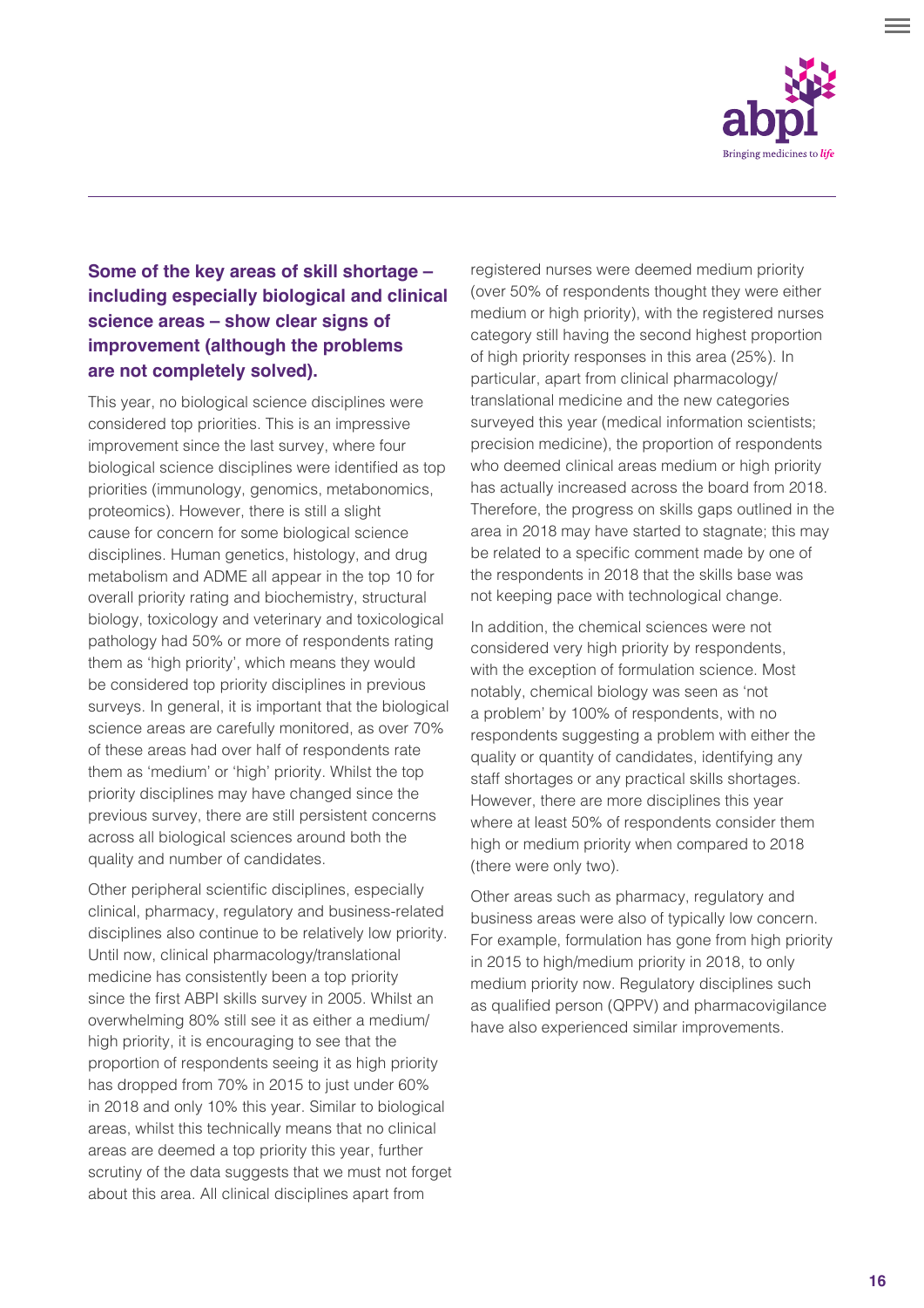### Some of the key areas of skill shortage – including especially biological and clinical science areas – show clear signs of improvement (although the problems are not completely solved).

This year, no biological science disciplines were considered top priorities. This is an impressive improvement since the last survey, where four biological science disciplines were identified as top priorities (immunology, genomics, metabonomics, proteomics). However, there is still a slight cause for concern for some biological science disciplines. Human genetics, histology, and drug metabolism and ADME all appear in the top 10 for overall priority rating and biochemistry, structural biology, toxicology and veterinary and toxicological pathology had 50% or more of respondents rating them as 'high priority', which means they would be considered top priority disciplines in previous surveys. In general, it is important that the biological science areas are carefully monitored, as over 70% of these areas had over half of respondents rate them as 'medium' or 'high' priority. Whilst the top priority disciplines may have changed since the previous survey, there are still persistent concerns across all biological sciences around both the quality and number of candidates.

Other peripheral scientific disciplines, especially clinical, pharmacy, regulatory and business-related disciplines also continue to be relatively low priority. Until now, clinical pharmacology/translational medicine has consistently been a top priority since the first ABPI skills survey in 2005. Whilst an overwhelming 80% still see it as either a medium/high priority, it is encouraging to see that the proportion of respondents seeing it as high priority has dropped from 70% in 2015 to just under 60% in 2018 and only 10% this year. Similar to biological areas, whilst this technically means that no clinical areas are deemed a top priority this year, further scrutiny of the data suggests that we must not forget about this area. All clinical disciplines apart from registered nurses were deemed medium priority (over 50% of respondents thought they were either medium or high priority), with the registered nurses category still having the second highest proportion of high priority responses in this area (25%). In particular, apart from clinical pharmacology/translational medicine and the new categories surveyed this year (medical information scientists; precision medicine), the proportion of respondents who deemed clinical areas medium or high priority has actually increased across the board from 2018. Therefore, the progress on skills gaps outlined in the area in 2018 may have started to stagnate; this may be related to a specific comment made by one of the respondents in 2018 that the skills base was not keeping pace with technological change.

In addition, the chemical sciences were not considered very high priority by respondents, with the exception of formulation science. Most notably, chemical biology was seen as 'not a problem' by 100% of respondents, with no respondents suggesting a problem with either the quality or quantity of candidates, identifying any staff shortages or any practical skills shortages. However, there are more disciplines this year where at least 50% of respondents consider them high or medium priority when compared to 2018 (there were only two).

Other areas such as pharmacy, regulatory and business areas were also of typically low concern. For example, formulation has gone from high priority in 2015 to high/medium priority in 2018, to only medium priority now. Regulatory disciplines such as qualified person (QPPV) and pharmacovigilance have also experienced similar improvements.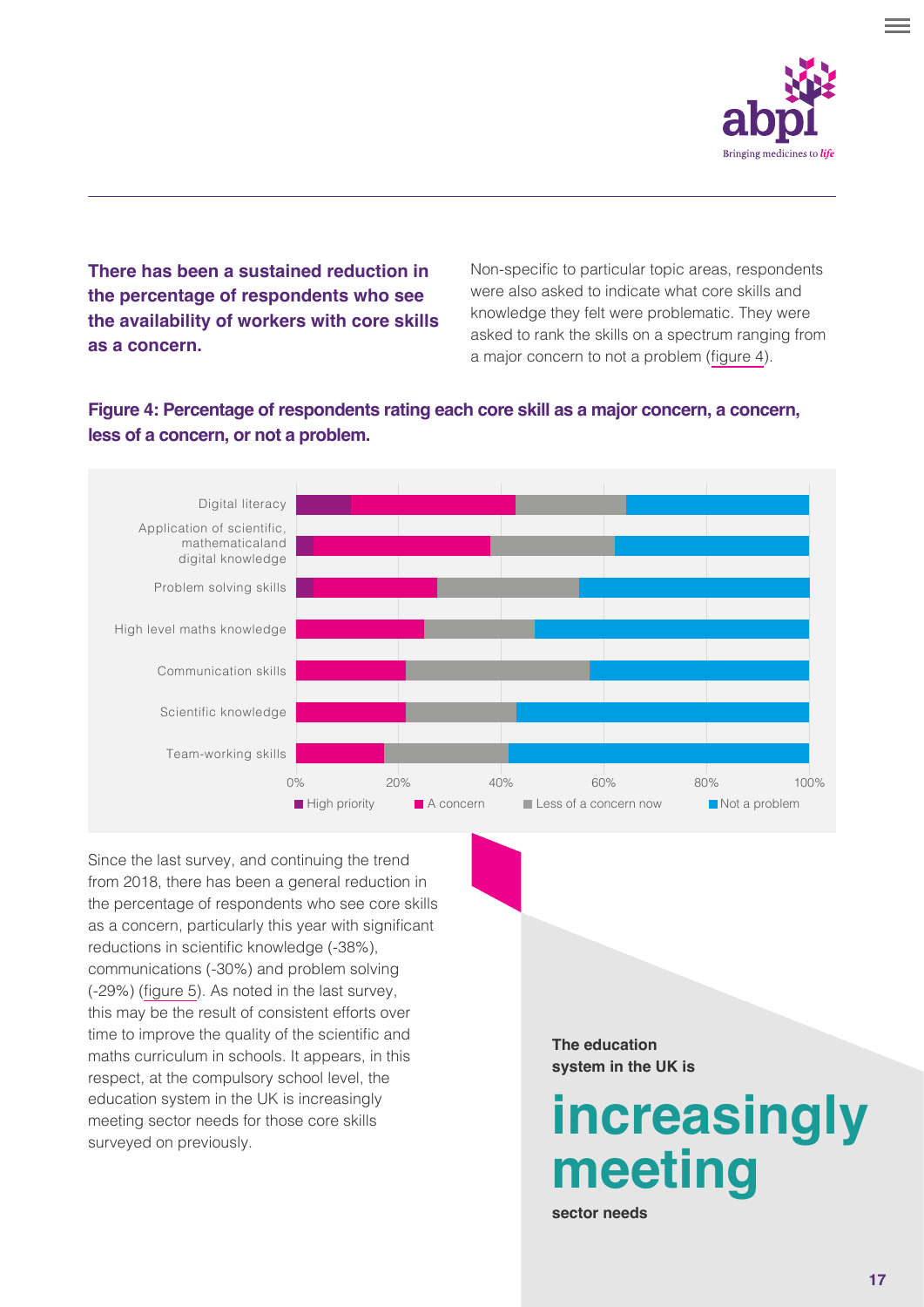**There has been a sustained reduction in the percentage of respondents who see the availability of workers with core skills as a concern.**

Non-specific to particular topic areas, respondents were also asked to indicate what core skills and knowledge they felt were problematic. They were asked to rank the skills on a spectrum ranging from a major concern to not a problem (figure 4).

**Figure 4: Percentage of respondents rating each core skill as a major concern, a concern, less of a concern, or not a problem.**

Since the last survey, and continuing the trend from 2018, there has been a general reduction in the percentage of respondents who see core skills as a concern, particularly this year with significant reductions in scientific knowledge (-38%), communications (-30%) and problem solving (-29%) (figure 5). As noted in the last survey, this may be the result of consistent efforts over time to improve the quality of the scientific and maths curriculum in schools. It appears, in this respect, at the compulsory school level, the education system in the UK is increasingly meeting sector needs for those core skills surveyed on previously.

**The education system in the UK is**

# increasingly meeting

**sector needs**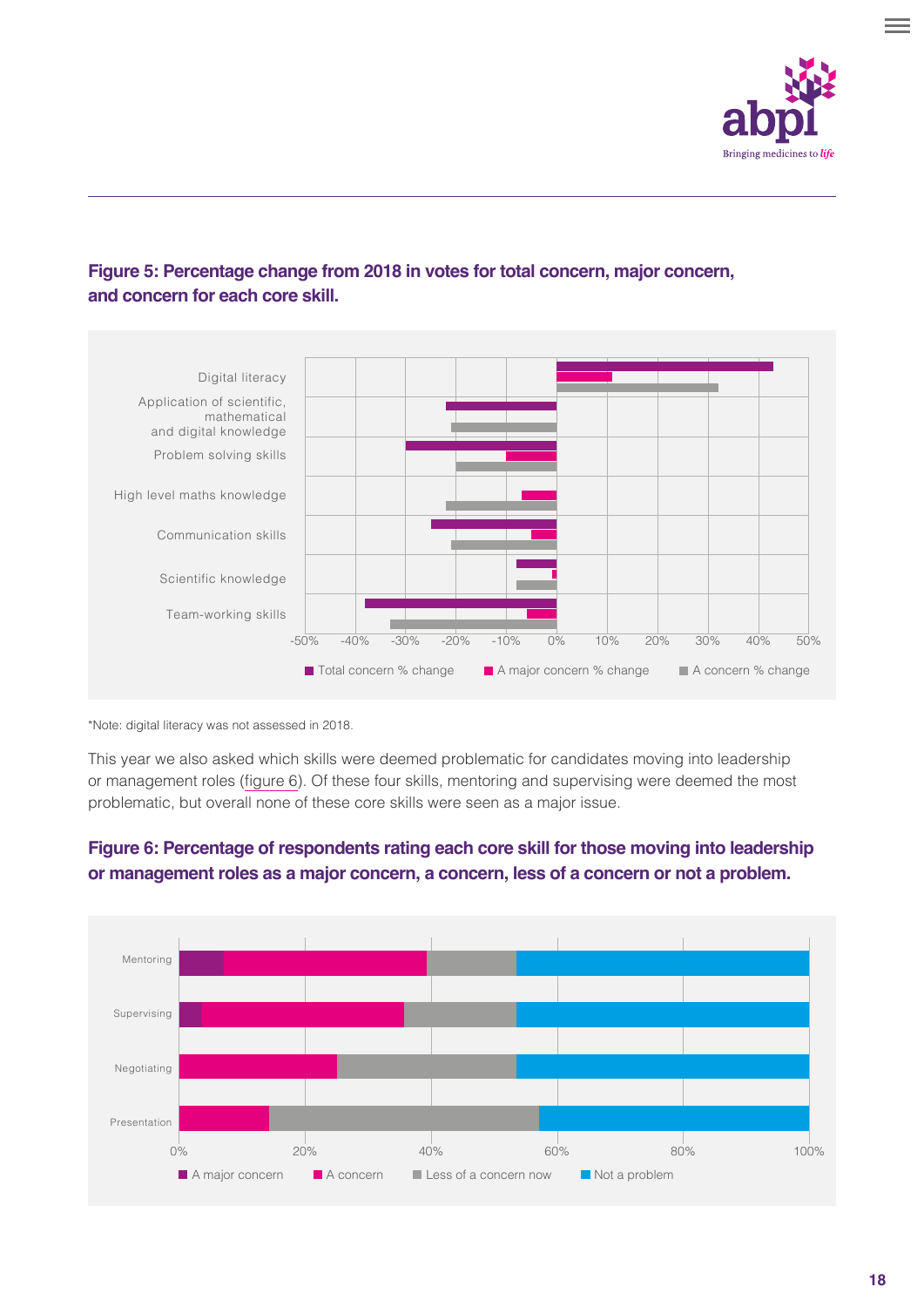**Figure 5: Percentage change from 2018 in votes for total concern, major concern, and concern for each core skill.**

*Note: digital literacy was not assessed in 2018.

This year we also asked which skills were deemed problematic for candidates moving into leadership or management roles (figure 6). Of these four skills, mentoring and supervising were deemed the most problematic, but overall none of these core skills were seen as a major issue.

**Figure 6: Percentage of respondents rating each core skill for those moving into leadership or management roles as a major concern, a concern, less of a concern or not a problem.**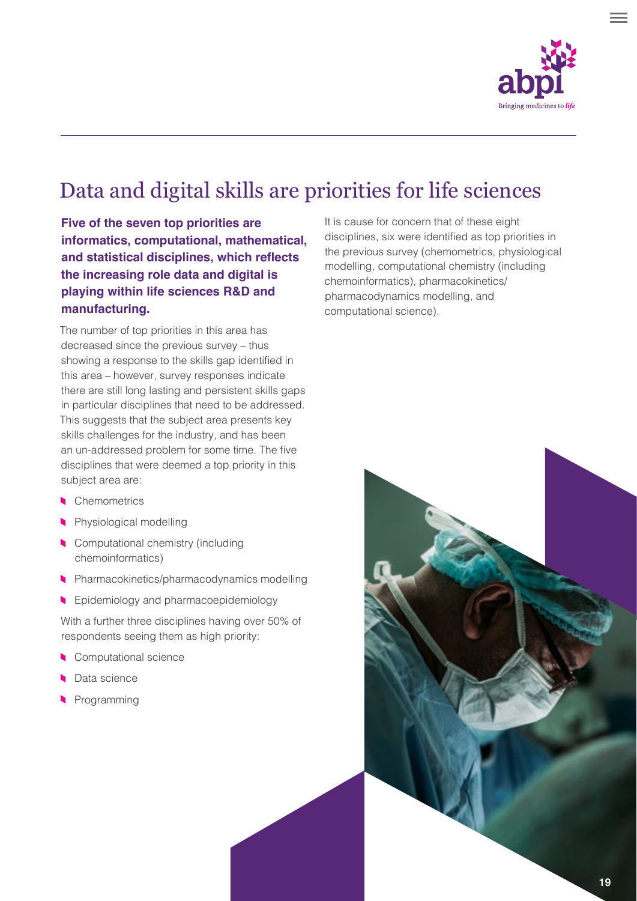# Data and digital skills are priorities for life sciences

**Five of the seven top priorities are informatics, computational, mathematical, and statistical disciplines, which reflects the increasing role data and digital is playing within life sciences R&D and manufacturing.**

The number of top priorities in this area has decreased since the previous survey – thus showing a response to the skills gap identified in this area – however, survey responses indicate there are still long lasting and persistent skills gaps in particular disciplines that need to be addressed. This suggests that the subject area presents key skills challenges for the industry, and has been an un-addressed problem for some time. The five disciplines that were deemed a top priority in this subject area are:

- Chemometrics
- Physiological modelling
- Computational chemistry (including chemoinformatics)
- Pharmacokinetics/pharmacodynamics modelling
- Epidemiology and pharmacoepidemiology

With a further three disciplines having over 50% of respondents seeing them as high priority:

- Computational science
- Data science
- Programming

It is cause for concern that of these eight disciplines, six were identified as top priorities in the previous survey (chemometrics, physiological modelling, computational chemistry (including chemoinformatics), pharmacokinetics/pharmacodynamics modelling, and computational science).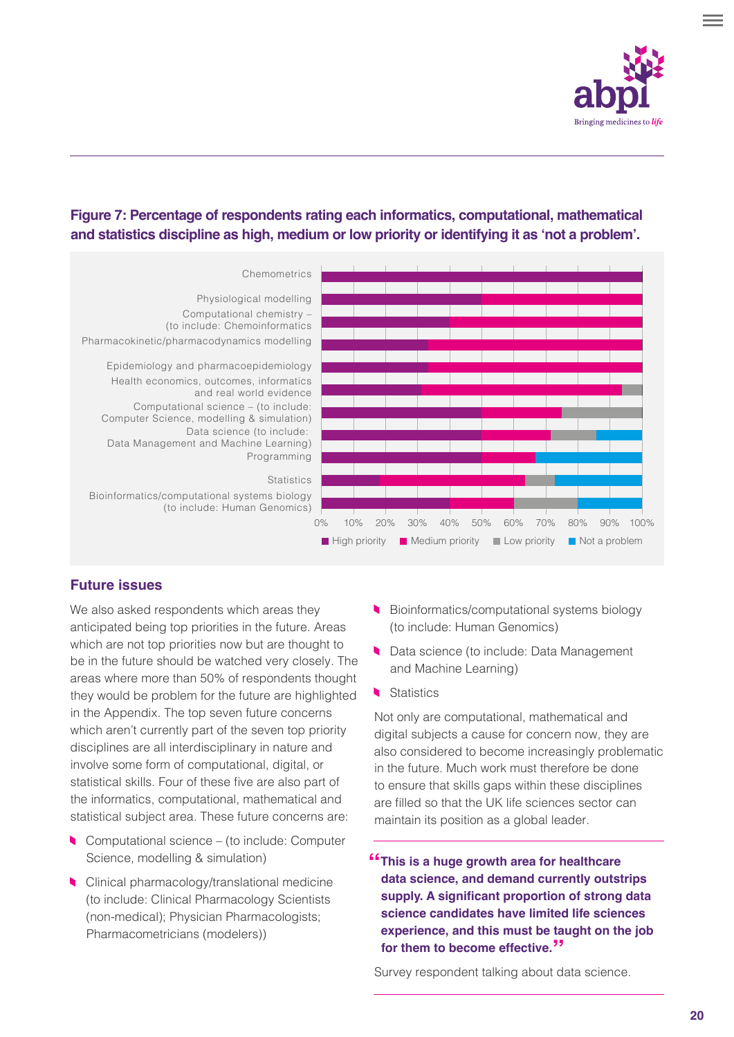**Figure 7: Percentage of respondents rating each informatics, computational, mathematical and statistics discipline as high, medium or low priority or identifying it as 'not a problem'.**

## Future issues

We also asked respondents which areas they anticipated being top priorities in the future. Areas which are not top priorities now but are thought to be in the future should be watched very closely. The areas where more than 50% of respondents thought they would be problem for the future are highlighted in the Appendix. The top seven future concerns which aren't currently part of the seven top priority disciplines are all interdisciplinary in nature and involve some form of computational, digital, or statistical skills. Four of these five are also part of the informatics, computational, mathematical and statistical subject area. These future concerns are:

- Computational science – (to include: Computer Science, modelling & simulation)
- Clinical pharmacology/translational medicine (to include: Clinical Pharmacology Scientists (non-medical); Physician Pharmacologists; Pharmacometricians (modelers))
- Bioinformatics/computational systems biology (to include: Human Genomics)
- Data science (to include: Data Management and Machine Learning)
- Statistics

Not only are computational, mathematical and digital subjects a cause for concern now, they are also considered to become increasingly problematic in the future. Much work must therefore be done to ensure that skills gaps within these disciplines are filled so that the UK life sciences sector can maintain its position as a global leader.

> **"This is a huge growth area for healthcare data science, and demand currently outstrips supply. A significant proportion of strong data science candidates have limited life sciences experience, and this must be taught on the job for them to become effective."**

Survey respondent talking about data science.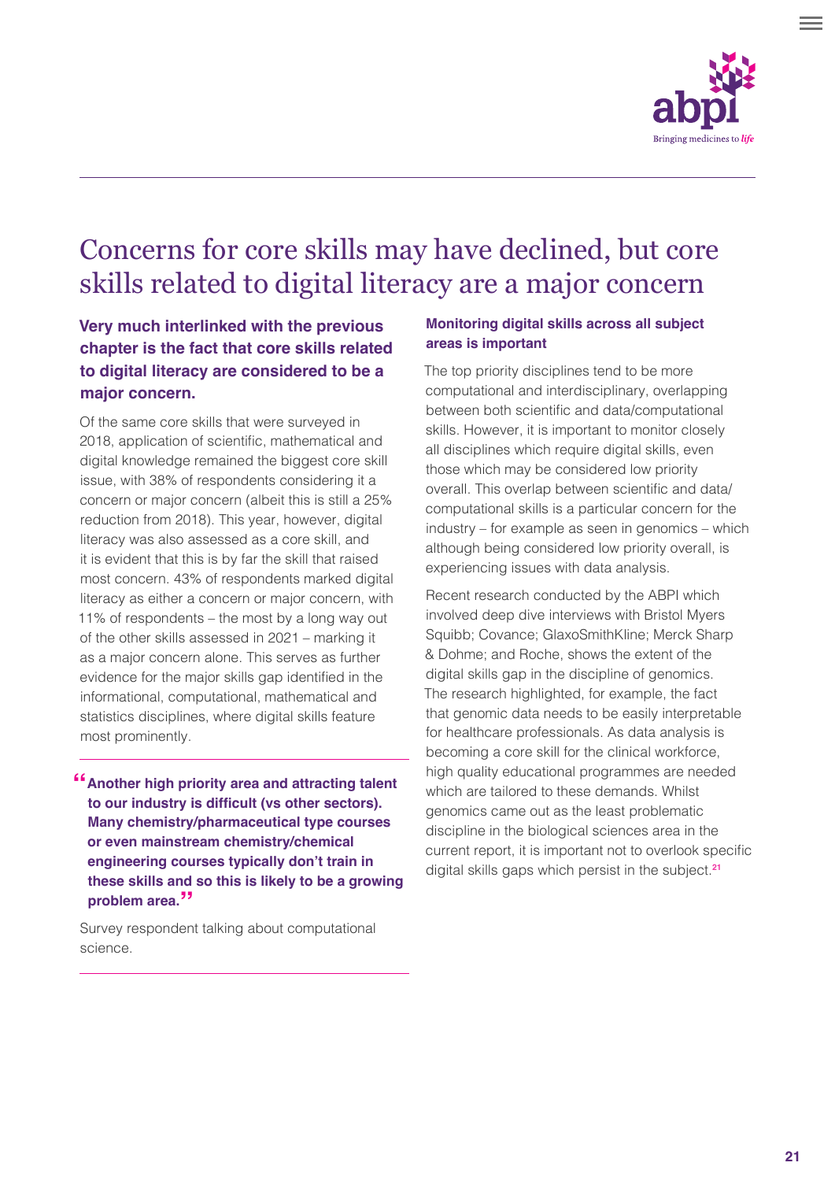# Concerns for core skills may have declined, but core skills related to digital literacy are a major concern

**Very much interlinked with the previous chapter is the fact that core skills related to digital literacy are considered to be a major concern.**

Of the same core skills that were surveyed in 2018, application of scientific, mathematical and digital knowledge remained the biggest core skill issue, with 38% of respondents considering it a concern or major concern (albeit this is still a 25% reduction from 2018). This year, however, digital literacy was also assessed as a core skill, and it is evident that this is by far the skill that raised most concern. 43% of respondents marked digital literacy as either a concern or major concern, with 11% of respondents – the most by a long way out of the other skills assessed in 2021 – marking it as a major concern alone. This serves as further evidence for the major skills gap identified in the informational, computational, mathematical and statistics disciplines, where digital skills feature most prominently.

> **"Another high priority area and attracting talent to our industry is difficult (vs other sectors). Many chemistry/pharmaceutical type courses or even mainstream chemistry/chemical engineering courses typically don't train in these skills and so this is likely to be a growing problem area."**
>
> Survey respondent talking about computational science.

### Monitoring digital skills across all subject areas is important

The top priority disciplines tend to be more computational and interdisciplinary, overlapping between both scientific and data/computational skills. However, it is important to monitor closely all disciplines which require digital skills, even those which may be considered low priority overall. This overlap between scientific and data/computational skills is a particular concern for the industry – for example as seen in genomics – which although being considered low priority overall, is experiencing issues with data analysis.

Recent research conducted by the ABPI which involved deep dive interviews with Bristol Myers Squibb; Covance; GlaxoSmithKline; Merck Sharp & Dohme; and Roche, shows the extent of the digital skills gap in the discipline of genomics. The research highlighted, for example, the fact that genomic data needs to be easily interpretable for healthcare professionals. As data analysis is becoming a core skill for the clinical workforce, high quality educational programmes are needed which are tailored to these demands. Whilst genomics came out as the least problematic discipline in the biological sciences area in the current report, it is important not to overlook specific digital skills gaps which persist in the subject.[21]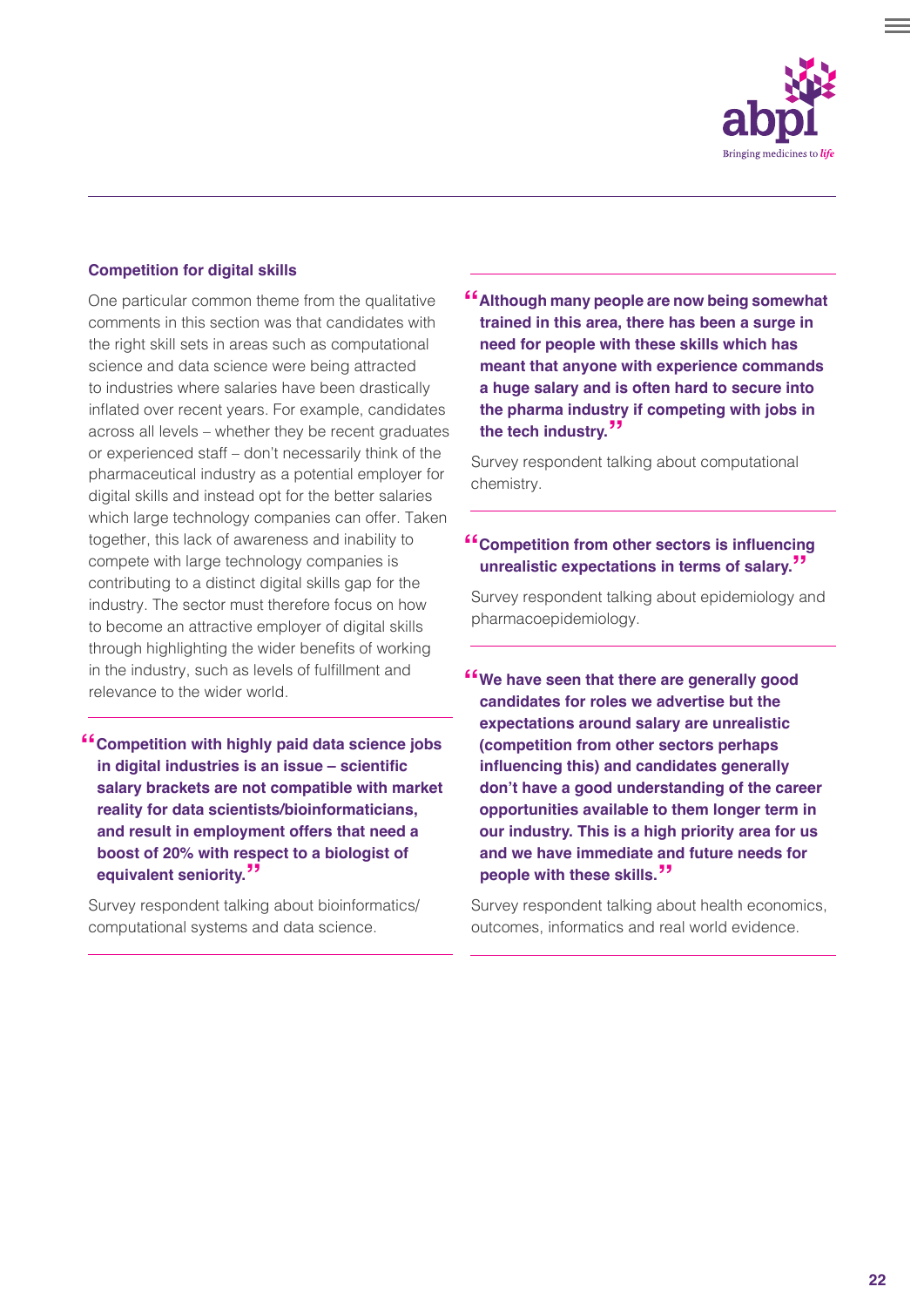### Competition for digital skills

One particular common theme from the qualitative comments in this section was that candidates with the right skill sets in areas such as computational science and data science were being attracted to industries where salaries have been drastically inflated over recent years. For example, candidates across all levels – whether they be recent graduates or experienced staff – don't necessarily think of the pharmaceutical industry as a potential employer for digital skills and instead opt for the better salaries which large technology companies can offer. Taken together, this lack of awareness and inability to compete with large technology companies is contributing to a distinct digital skills gap for the industry. The sector must therefore focus on how to become an attractive employer of digital skills through highlighting the wider benefits of working in the industry, such as levels of fulfillment and relevance to the wider world.

> **"Competition with highly paid data science jobs in digital industries is an issue – scientific salary brackets are not compatible with market reality for data scientists/bioinformaticians, and result in employment offers that need a boost of 20% with respect to a biologist of equivalent seniority."**

Survey respondent talking about bioinformatics/computational systems and data science.

> **"Although many people are now being somewhat trained in this area, there has been a surge in need for people with these skills which has meant that anyone with experience commands a huge salary and is often hard to secure into the pharma industry if competing with jobs in the tech industry."**

Survey respondent talking about computational chemistry.

> **"Competition from other sectors is influencing unrealistic expectations in terms of salary."**

Survey respondent talking about epidemiology and pharmacoepidemiology.

> **"We have seen that there are generally good candidates for roles we advertise but the expectations around salary are unrealistic (competition from other sectors perhaps influencing this) and candidates generally don't have a good understanding of the career opportunities available to them longer term in our industry. This is a high priority area for us and we have immediate and future needs for people with these skills."**

Survey respondent talking about health economics, outcomes, informatics and real world evidence.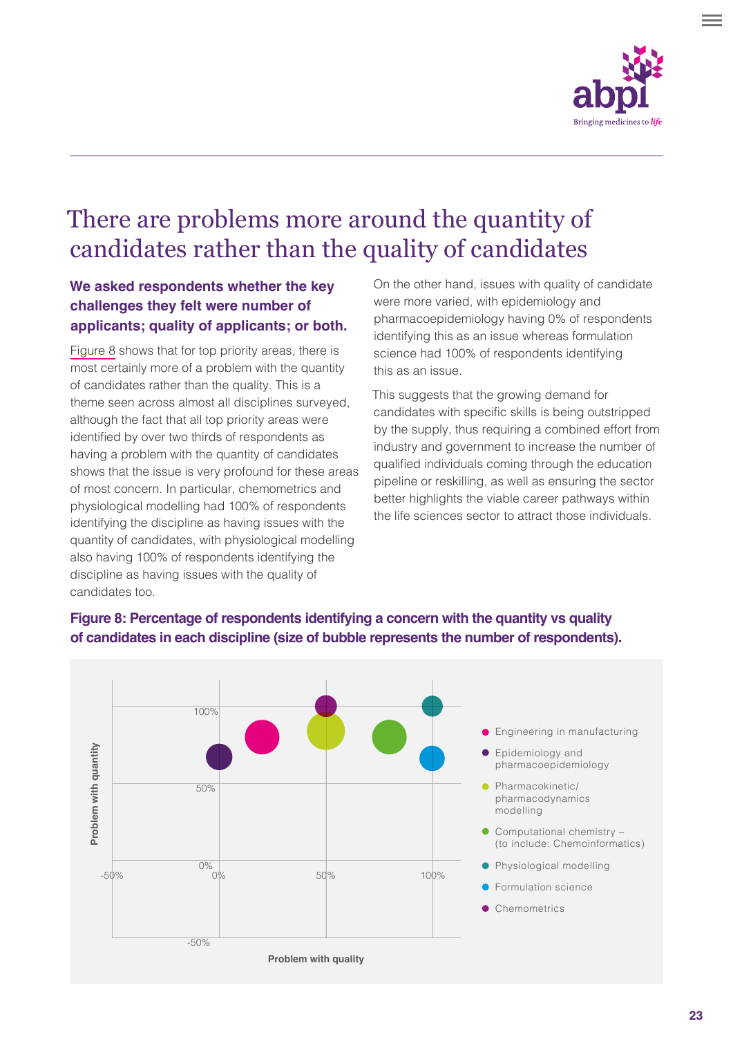# There are problems more around the quantity of candidates rather than the quality of candidates

**We asked respondents whether the key challenges they felt were number of applicants; quality of applicants; or both.**

Figure 8 shows that for top priority areas, there is most certainly more of a problem with the quantity of candidates rather than the quality. This is a theme seen across almost all disciplines surveyed, although the fact that all top priority areas were identified by over two thirds of respondents as having a problem with the quantity of candidates shows that the issue is very profound for these areas of most concern. In particular, chemometrics and physiological modelling had 100% of respondents identifying the discipline as having issues with the quantity of candidates, with physiological modelling also having 100% of respondents identifying the discipline as having issues with the quality of candidates too.

On the other hand, issues with quality of candidate were more varied, with epidemiology and pharmacoepidemiology having 0% of respondents identifying this as an issue whereas formulation science had 100% of respondents identifying this as an issue.

This suggests that the growing demand for candidates with specific skills is being outstripped by the supply, thus requiring a combined effort from industry and government to increase the number of qualified individuals coming through the education pipeline or reskilling, as well as ensuring the sector better highlights the viable career pathways within the life sciences sector to attract those individuals.

**Figure 8: Percentage of respondents identifying a concern with the quantity vs quality of candidates in each discipline (size of bubble represents the number of respondents).**

Problem with quantity

100%
50%
0%
-50%

-50% 0% 50% 100%

Problem with quality

- Engineering in manufacturing
- Epidemiology and pharmacoepidemiology
- Pharmacokinetic/ pharmacodynamics modelling
- Computational chemistry – (to include: Chemoinformatics)
- Physiological modelling
- Formulation science
- Chemometrics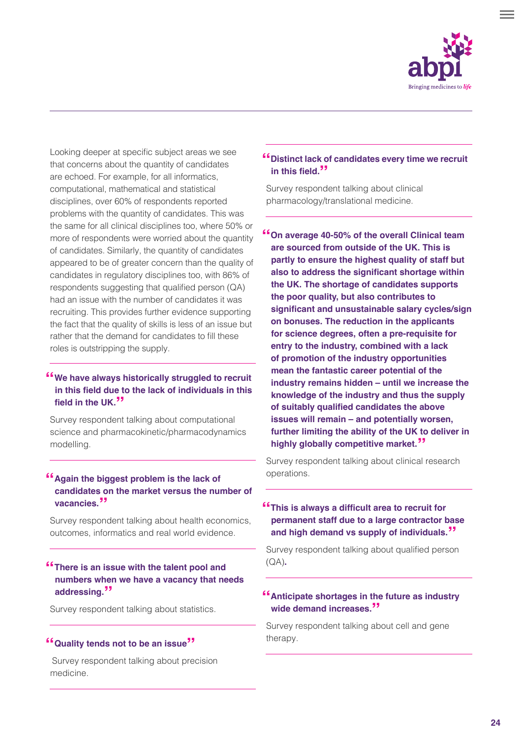Looking deeper at specific subject areas we see that concerns about the quantity of candidates are echoed. For example, for all informatics, computational, mathematical and statistical disciplines, over 60% of respondents reported problems with the quantity of candidates. This was the same for all clinical disciplines too, where 50% or more of respondents were worried about the quantity of candidates. Similarly, the quantity of candidates appeared to be of greater concern than the quality of candidates in regulatory disciplines too, with 86% of respondents suggesting that qualified person (QA) had an issue with the number of candidates it was recruiting. This provides further evidence supporting the fact that the quality of skills is less of an issue but rather that the demand for candidates to fill these roles is outstripping the supply.

---

**"We have always historically struggled to recruit in this field due to the lack of individuals in this field in the UK."**

Survey respondent talking about computational science and pharmacokinetic/pharmacodynamics modelling.

---

**"Again the biggest problem is the lack of candidates on the market versus the number of vacancies."**

Survey respondent talking about health economics, outcomes, informatics and real world evidence.

---

**"There is an issue with the talent pool and numbers when we have a vacancy that needs addressing."**

Survey respondent talking about statistics.

---

**"Quality tends not to be an issue"**

Survey respondent talking about precision medicine.

---

**"Distinct lack of candidates every time we recruit in this field."**

Survey respondent talking about clinical pharmacology/translational medicine.

---

**"On average 40-50% of the overall Clinical team are sourced from outside of the UK. This is partly to ensure the highest quality of staff but also to address the significant shortage within the UK. The shortage of candidates supports the poor quality, but also contributes to significant and unsustainable salary cycles/sign on bonuses. The reduction in the applicants for science degrees, often a pre-requisite for entry to the industry, combined with a lack of promotion of the industry opportunities mean the fantastic career potential of the industry remains hidden – until we increase the knowledge of the industry and thus the supply of suitably qualified candidates the above issues will remain – and potentially worsen, further limiting the ability of the UK to deliver in highly globally competitive market."**

Survey respondent talking about clinical research operations.

---

**"This is always a difficult area to recruit for permanent staff due to a large contractor base and high demand vs supply of individuals."**

Survey respondent talking about qualified person (QA).

---

**"Anticipate shortages in the future as industry wide demand increases."**

Survey respondent talking about cell and gene therapy.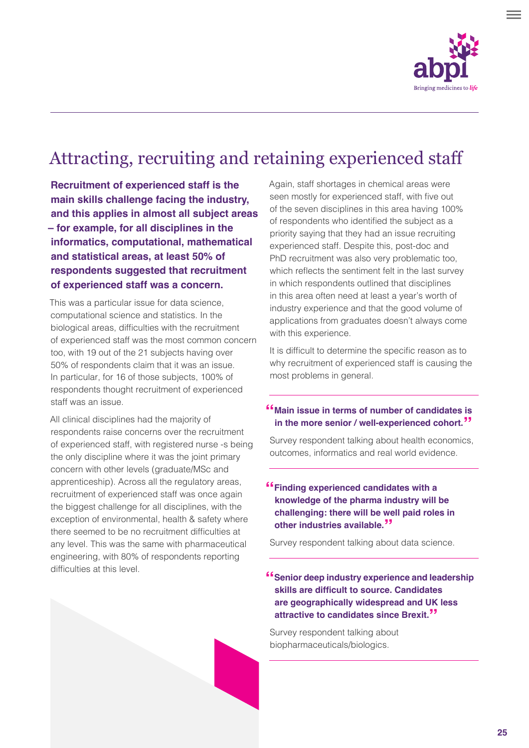## Attracting, recruiting and retaining experienced staff

**Recruitment of experienced staff is the main skills challenge facing the industry, and this applies in almost all subject areas – for example, for all disciplines in the informatics, computational, mathematical and statistical areas, at least 50% of respondents suggested that recruitment of experienced staff was a concern.**

This was a particular issue for data science, computational science and statistics. In the biological areas, difficulties with the recruitment of experienced staff was the most common concern too, with 19 out of the 21 subjects having over 50% of respondents claim that it was an issue. In particular, for 16 of those subjects, 100% of respondents thought recruitment of experienced staff was an issue.

All clinical disciplines had the majority of respondents raise concerns over the recruitment of experienced staff, with registered nurse -s being the only discipline where it was the joint primary concern with other levels (graduate/MSc and apprenticeship). Across all the regulatory areas, recruitment of experienced staff was once again the biggest challenge for all disciplines, with the exception of environmental, health & safety where there seemed to be no recruitment difficulties at any level. This was the same with pharmaceutical engineering, with 80% of respondents reporting difficulties at this level.

Again, staff shortages in chemical areas were seen mostly for experienced staff, with five out of the seven disciplines in this area having 100% of respondents who identified the subject as a priority saying that they had an issue recruiting experienced staff. Despite this, post-doc and PhD recruitment was also very problematic too, which reflects the sentiment felt in the last survey in which respondents outlined that disciplines in this area often need at least a year's worth of industry experience and that the good volume of applications from graduates doesn't always come with this experience.

It is difficult to determine the specific reason as to why recruitment of experienced staff is causing the most problems in general.

> **"Main issue in terms of number of candidates is in the more senior / well-experienced cohort."**
>
> Survey respondent talking about health economics, outcomes, informatics and real world evidence.

> **"Finding experienced candidates with a knowledge of the pharma industry will be challenging: there will be well paid roles in other industries available."**
>
> Survey respondent talking about data science.

> **"Senior deep industry experience and leadership skills are difficult to source. Candidates are geographically widespread and UK less attractive to candidates since Brexit."**
>
> Survey respondent talking about biopharmaceuticals/biologics.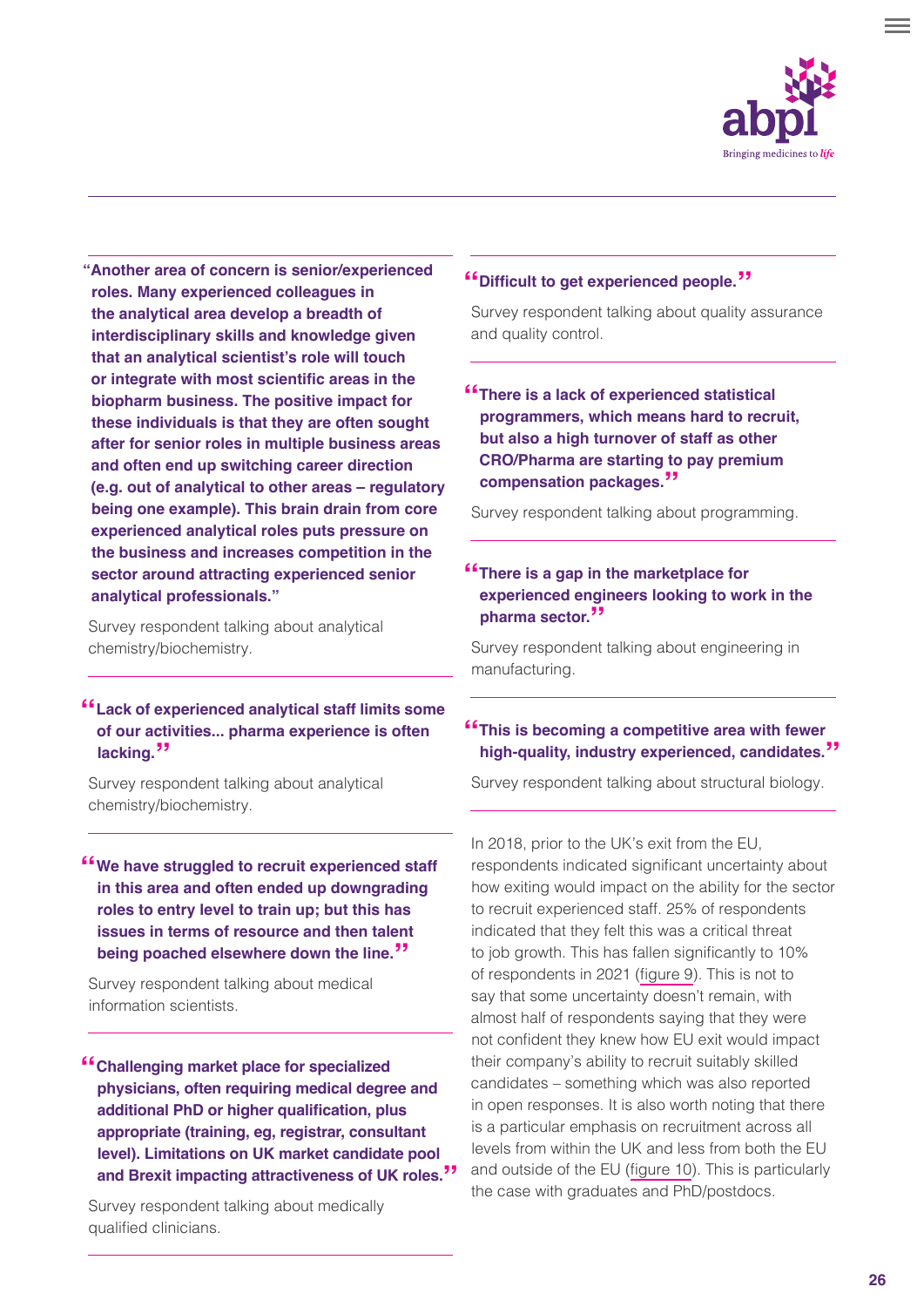**"Another area of concern is senior/experienced roles. Many experienced colleagues in the analytical area develop a breadth of interdisciplinary skills and knowledge given that an analytical scientist's role will touch or integrate with most scientific areas in the biopharm business. The positive impact for these individuals is that they are often sought after for senior roles in multiple business areas and often end up switching career direction (e.g. out of analytical to other areas – regulatory being one example). This brain drain from core experienced analytical roles puts pressure on the business and increases competition in the sector around attracting experienced senior analytical professionals."**

Survey respondent talking about analytical chemistry/biochemistry.

**"Lack of experienced analytical staff limits some of our activities... pharma experience is often lacking."**

Survey respondent talking about analytical chemistry/biochemistry.

**"We have struggled to recruit experienced staff in this area and often ended up downgrading roles to entry level to train up; but this has issues in terms of resource and then talent being poached elsewhere down the line."**

Survey respondent talking about medical information scientists.

**"Challenging market place for specialized physicians, often requiring medical degree and additional PhD or higher qualification, plus appropriate (training, eg, registrar, consultant level). Limitations on UK market candidate pool and Brexit impacting attractiveness of UK roles."**

Survey respondent talking about medically qualified clinicians.

**"Difficult to get experienced people."**

Survey respondent talking about quality assurance and quality control.

**"There is a lack of experienced statistical programmers, which means hard to recruit, but also a high turnover of staff as other CRO/Pharma are starting to pay premium compensation packages."**

Survey respondent talking about programming.

**"There is a gap in the marketplace for experienced engineers looking to work in the pharma sector."**

Survey respondent talking about engineering in manufacturing.

**"This is becoming a competitive area with fewer high-quality, industry experienced, candidates."**

Survey respondent talking about structural biology.

In 2018, prior to the UK's exit from the EU, respondents indicated significant uncertainty about how exiting would impact on the ability for the sector to recruit experienced staff. 25% of respondents indicated that they felt this was a critical threat to job growth. This has fallen significantly to 10% of respondents in 2021 (figure 9). This is not to say that some uncertainty doesn't remain, with almost half of respondents saying that they were not confident they knew how EU exit would impact their company's ability to recruit suitably skilled candidates – something which was also reported in open responses. It is also worth noting that there is a particular emphasis on recruitment across all levels from within the UK and less from both the EU and outside of the EU (figure 10). This is particularly the case with graduates and PhD/postdocs.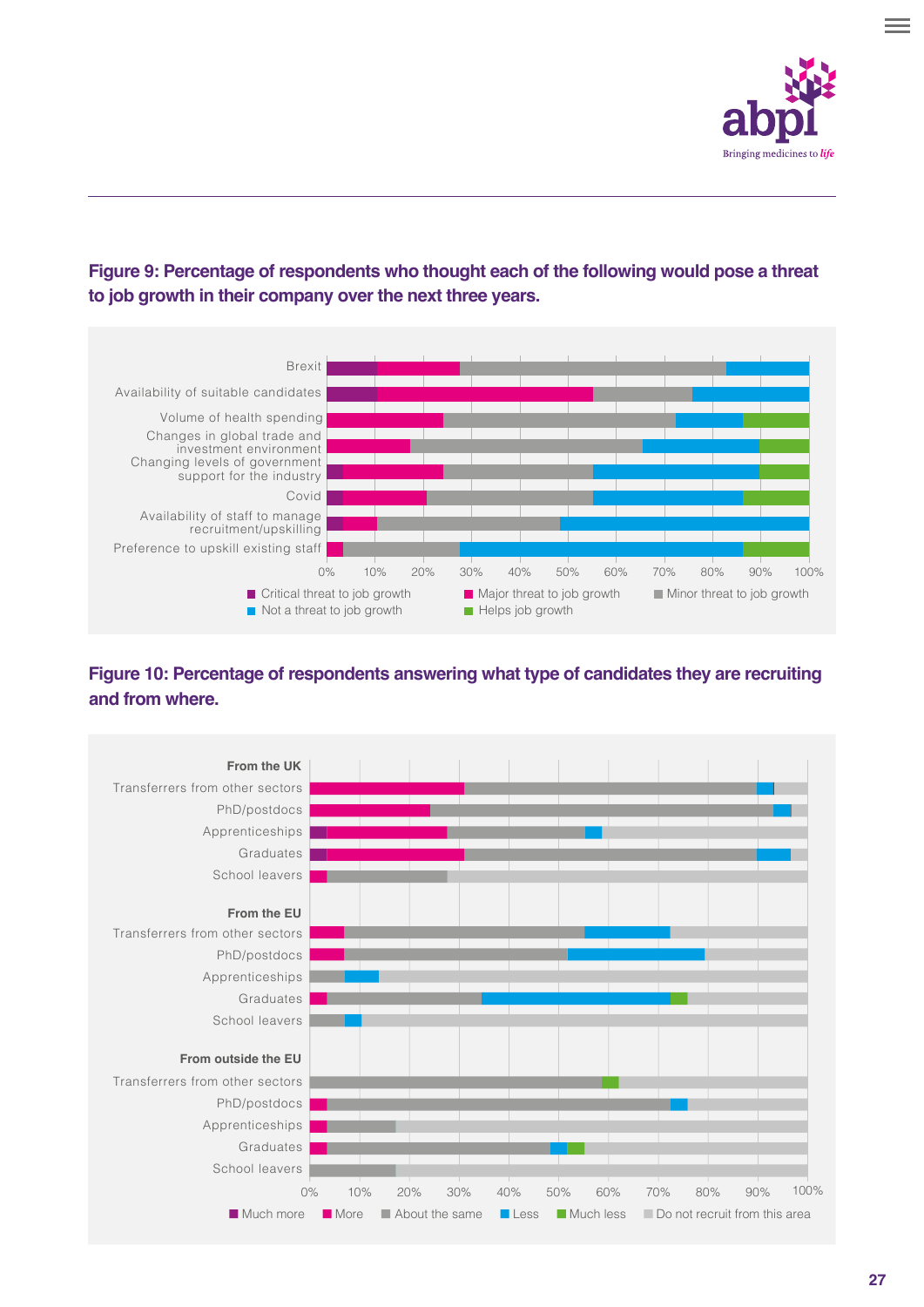**Figure 9: Percentage of respondents who thought each of the following would pose a threat to job growth in their company over the next three years.**

Brexit
Availability of suitable candidates
Volume of health spending
Changes in global trade and investment environment
Changing levels of government support for the industry
Covid
Availability of staff to manage recruitment/upskilling
Preference to upskill existing staff

0% 10% 20% 30% 40% 50% 60% 70% 80% 90% 100%

Critical threat to job growth · Major threat to job growth · Minor threat to job growth · Not a threat to job growth · Helps job growth

**Figure 10: Percentage of respondents answering what type of candidates they are recruiting and from where.**

**From the UK**
Transferrers from other sectors
PhD/postdocs
Apprenticeships
Graduates
School leavers

**From the EU**
Transferrers from other sectors
PhD/postdocs
Apprenticeships
Graduates
School leavers

**From outside the EU**
Transferrers from other sectors
PhD/postdocs
Apprenticeships
Graduates
School leavers

0% 10% 20% 30% 40% 50% 60% 70% 80% 90% 100%

Much more · More · About the same · Less · Much less · Do not recruit from this area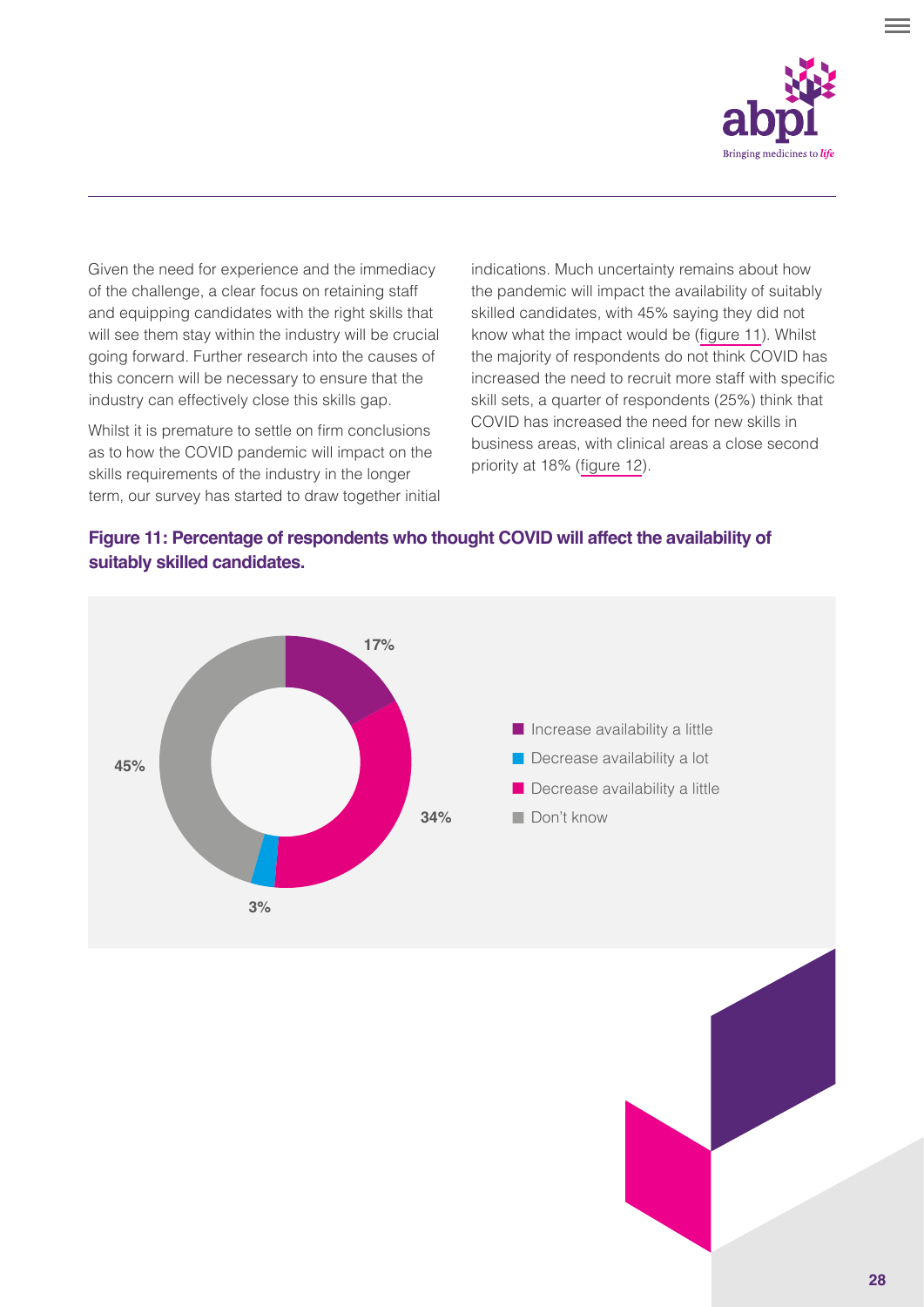Given the need for experience and the immediacy of the challenge, a clear focus on retaining staff and equipping candidates with the right skills that will see them stay within the industry will be crucial going forward. Further research into the causes of this concern will be necessary to ensure that the industry can effectively close this skills gap.

Whilst it is premature to settle on firm conclusions as to how the COVID pandemic will impact on the skills requirements of the industry in the longer term, our survey has started to draw together initial indications. Much uncertainty remains about how the pandemic will impact the availability of suitably skilled candidates, with 45% saying they did not know what the impact would be (figure 11). Whilst the majority of respondents do not think COVID has increased the need to recruit more staff with specific skill sets, a quarter of respondents (25%) think that COVID has increased the need for new skills in business areas, with clinical areas a close second priority at 18% (figure 12).

**Figure 11: Percentage of respondents who thought COVID will affect the availability of suitably skilled candidates.**

| Response | Percentage |
| --- | --- |
| Increase availability a little | 17% |
| Decrease availability a lot | 3% |
| Decrease availability a little | 34% |
| Don't know | 45% |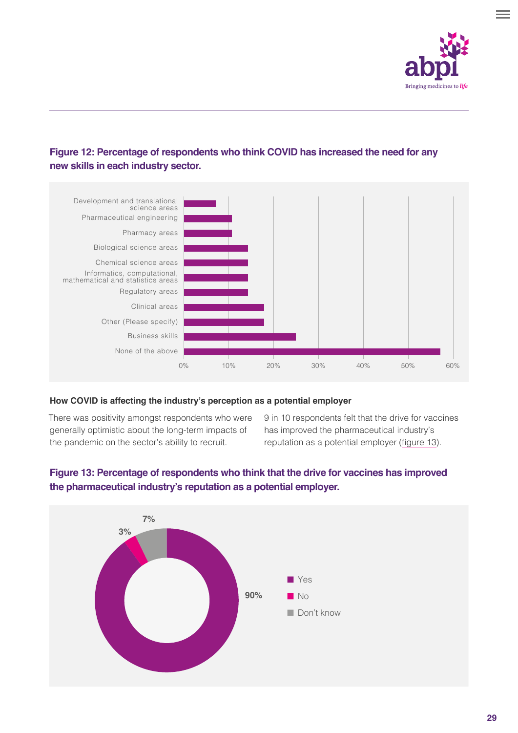**Figure 12: Percentage of respondents who think COVID has increased the need for any new skills in each industry sector.**

**How COVID is affecting the industry's perception as a potential employer**

There was positivity amongst respondents who were generally optimistic about the long-term impacts of the pandemic on the sector's ability to recruit.

9 in 10 respondents felt that the drive for vaccines has improved the pharmaceutical industry's reputation as a potential employer (figure 13).

**Figure 13: Percentage of respondents who think that the drive for vaccines has improved the pharmaceutical industry's reputation as a potential employer.**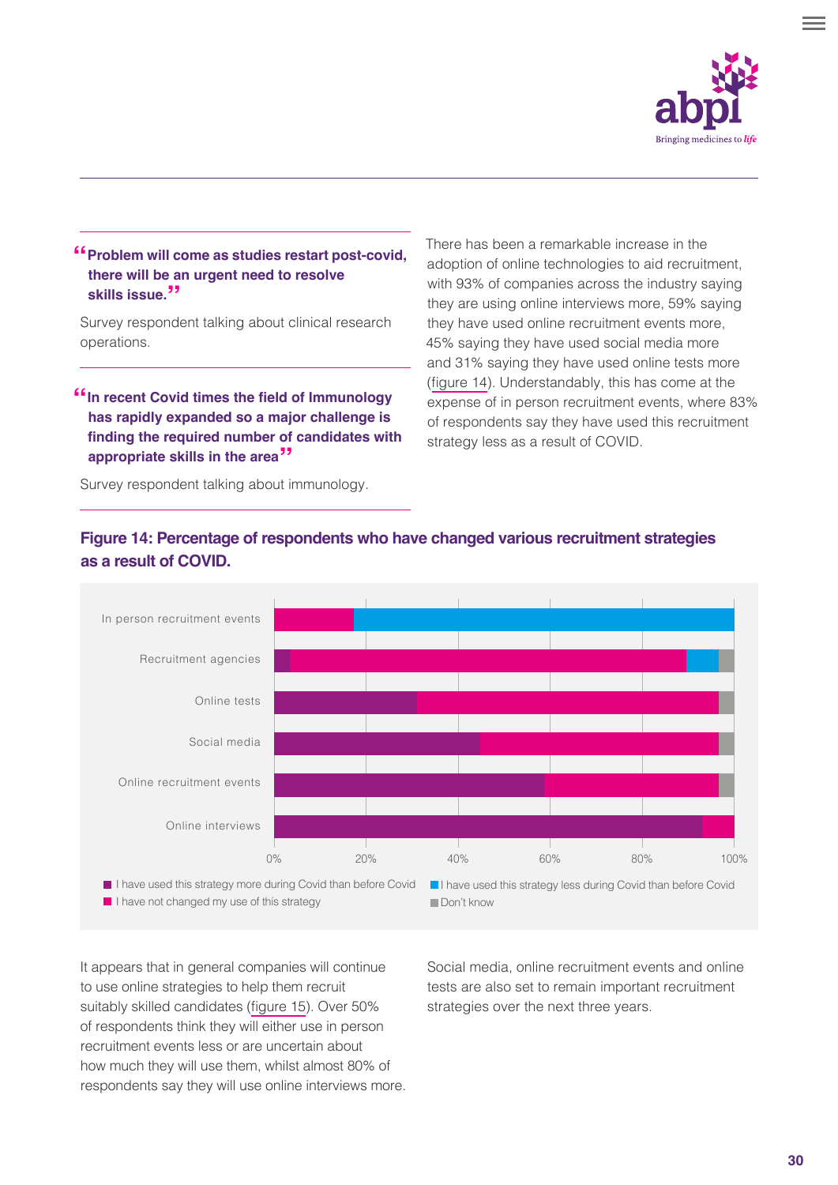> **"Problem will come as studies restart post-covid, there will be an urgent need to resolve skills issue."**

Survey respondent talking about clinical research operations.

> **"In recent Covid times the field of Immunology has rapidly expanded so a major challenge is finding the required number of candidates with appropriate skills in the area"**

Survey respondent talking about immunology.

There has been a remarkable increase in the adoption of online technologies to aid recruitment, with 93% of companies across the industry saying they are using online interviews more, 59% saying they have used online recruitment events more, 45% saying they have used social media more and 31% saying they have used online tests more (figure 14). Understandably, this has come at the expense of in person recruitment events, where 83% of respondents say they have used this recruitment strategy less as a result of COVID.

### Figure 14: Percentage of respondents who have changed various recruitment strategies as a result of COVID.

In person recruitment events
Recruitment agencies
Online tests
Social media
Online recruitment events
Online interviews

0% 20% 40% 60% 80% 100%

- I have used this strategy more during Covid than before Covid
- I have not changed my use of this strategy
- I have used this strategy less during Covid than before Covid
- Don't know

It appears that in general companies will continue to use online strategies to help them recruit suitably skilled candidates (figure 15). Over 50% of respondents think they will either use in person recruitment events less or are uncertain about how much they will use them, whilst almost 80% of respondents say they will use online interviews more.

Social media, online recruitment events and online tests are also set to remain important recruitment strategies over the next three years.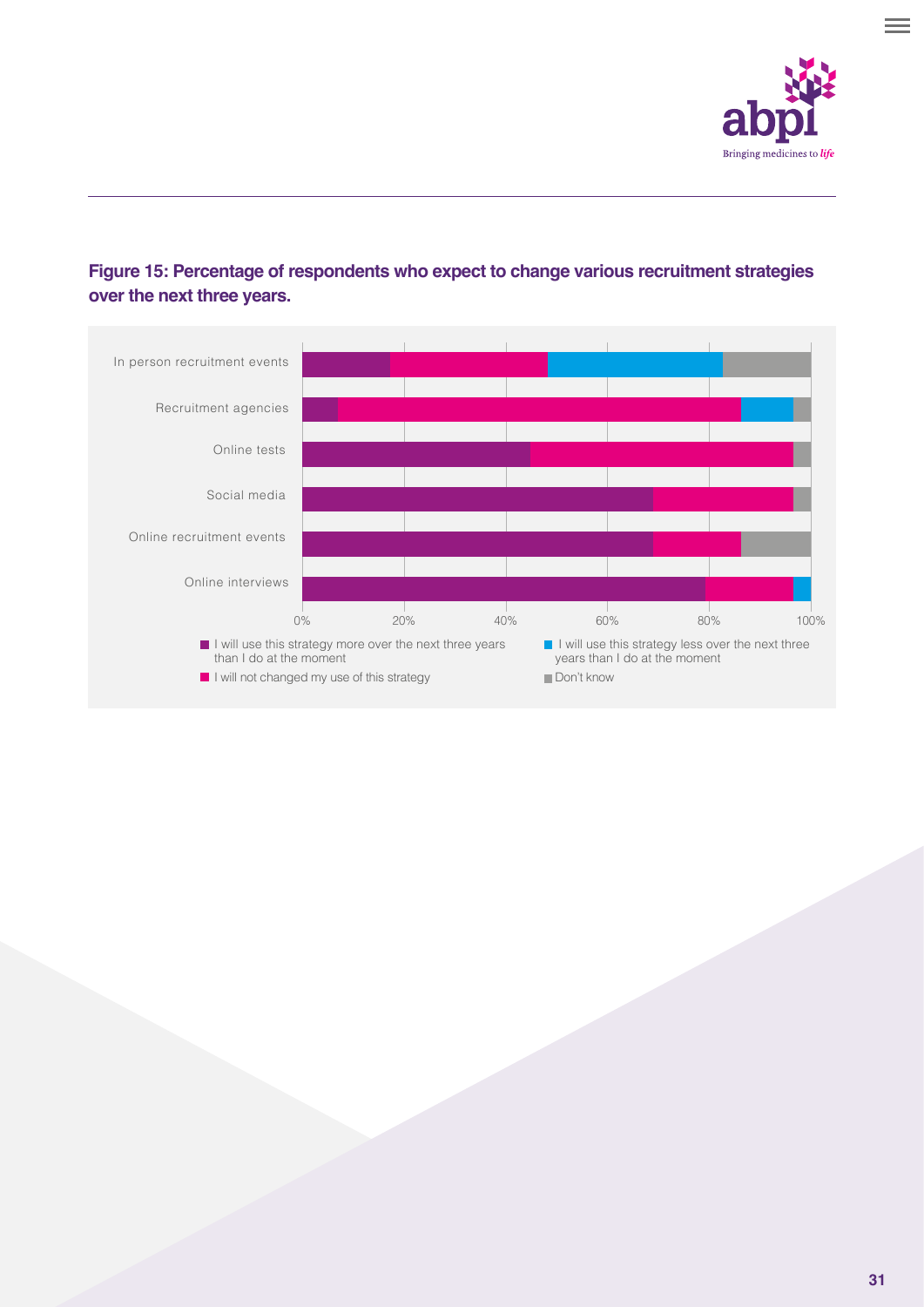**Figure 15: Percentage of respondents who expect to change various recruitment strategies over the next three years.**

In person recruitment events

Recruitment agencies

Online tests

Social media

Online recruitment events

Online interviews

0% 20% 40% 60% 80% 100%

I will use this strategy more over the next three years than I do at the moment

I will use this strategy less over the next three years than I do at the moment

I will not changed my use of this strategy

Don't know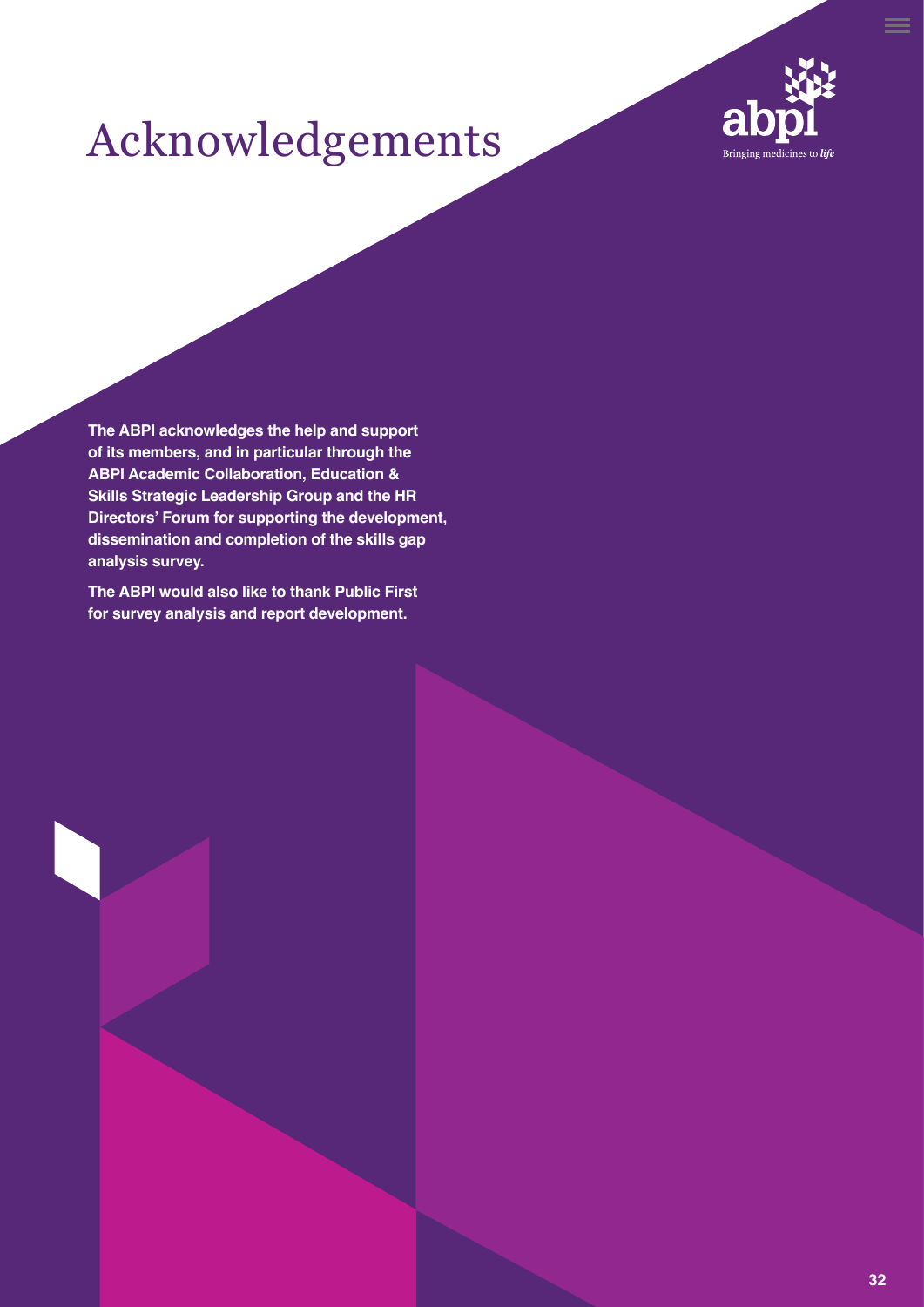# Acknowledgements

**The ABPI acknowledges the help and support of its members, and in particular through the ABPI Academic Collaboration, Education & Skills Strategic Leadership Group and the HR Directors' Forum for supporting the development, dissemination and completion of the skills gap analysis survey.**

**The ABPI would also like to thank Public First for survey analysis and report development.**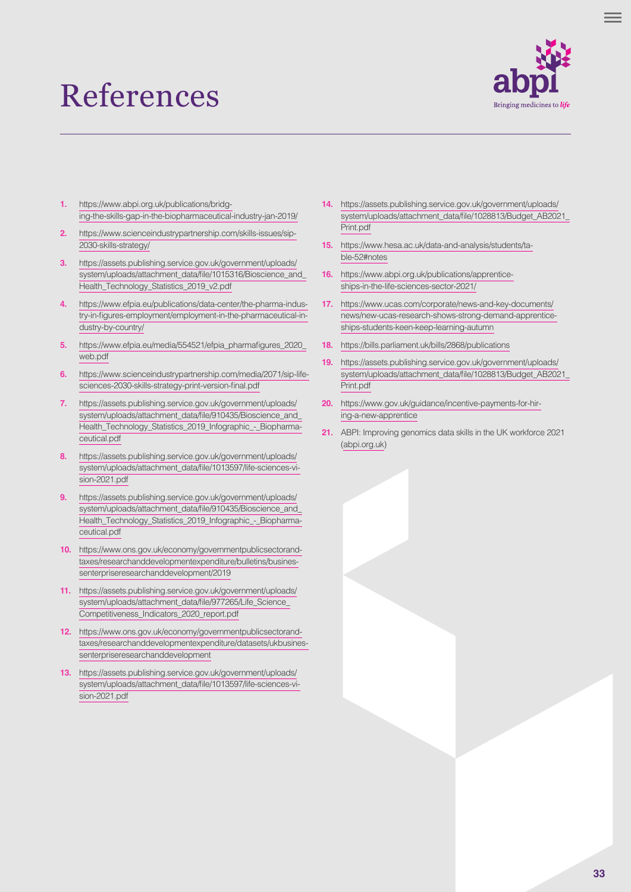# References

1. https://www.abpi.org.uk/publications/bridging-the-skills-gap-in-the-biopharmaceutical-industry-jan-2019/
2. https://www.scienceindustrypartnership.com/skills-issues/sip-2030-skills-strategy/
3. https://assets.publishing.service.gov.uk/government/uploads/system/uploads/attachment_data/file/1015316/Bioscience_and_Health_Technology_Statistics_2019_v2.pdf
4. https://www.efpia.eu/publications/data-center/the-pharma-industry-in-figures-employment/employment-in-the-pharmaceutical-industry-by-country/
5. https://www.efpia.eu/media/554521/efpia_pharmafigures_2020_web.pdf
6. https://www.scienceindustrypartnership.com/media/2071/sip-life-sciences-2030-skills-strategy-print-version-final.pdf
7. https://assets.publishing.service.gov.uk/government/uploads/system/uploads/attachment_data/file/910435/Bioscience_and_Health_Technology_Statistics_2019_Infographic_-_Biopharmaceutical.pdf
8. https://assets.publishing.service.gov.uk/government/uploads/system/uploads/attachment_data/file/1013597/life-sciences-vision-2021.pdf
9. https://assets.publishing.service.gov.uk/government/uploads/system/uploads/attachment_data/file/910435/Bioscience_and_Health_Technology_Statistics_2019_Infographic_-_Biopharmaceutical.pdf
10. https://www.ons.gov.uk/economy/governmentpublicsectorandtaxes/researchanddevelopmentexpenditure/bulletins/businessenterpriseresearchanddevelopment/2019
11. https://assets.publishing.service.gov.uk/government/uploads/system/uploads/attachment_data/file/977265/Life_Science_Competitiveness_Indicators_2020_report.pdf
12. https://www.ons.gov.uk/economy/governmentpublicsectorandtaxes/researchanddevelopmentexpenditure/datasets/ukbusinessenterpriseresearchanddevelopment
13. https://assets.publishing.service.gov.uk/government/uploads/system/uploads/attachment_data/file/1013597/life-sciences-vision-2021.pdf
14. https://assets.publishing.service.gov.uk/government/uploads/system/uploads/attachment_data/file/1028813/Budget_AB2021_Print.pdf
15. https://www.hesa.ac.uk/data-and-analysis/students/table-52#notes
16. https://www.abpi.org.uk/publications/apprenticeships-in-the-life-sciences-sector-2021/
17. https://www.ucas.com/corporate/news-and-key-documents/news/new-ucas-research-shows-strong-demand-apprenticeships-students-keen-keep-learning-autumn
18. https://bills.parliament.uk/bills/2868/publications
19. https://assets.publishing.service.gov.uk/government/uploads/system/uploads/attachment_data/file/1028813/Budget_AB2021_Print.pdf
20. https://www.gov.uk/guidance/incentive-payments-for-hiring-a-new-apprentice
21. ABPI: Improving genomics data skills in the UK workforce 2021 (abpi.org.uk)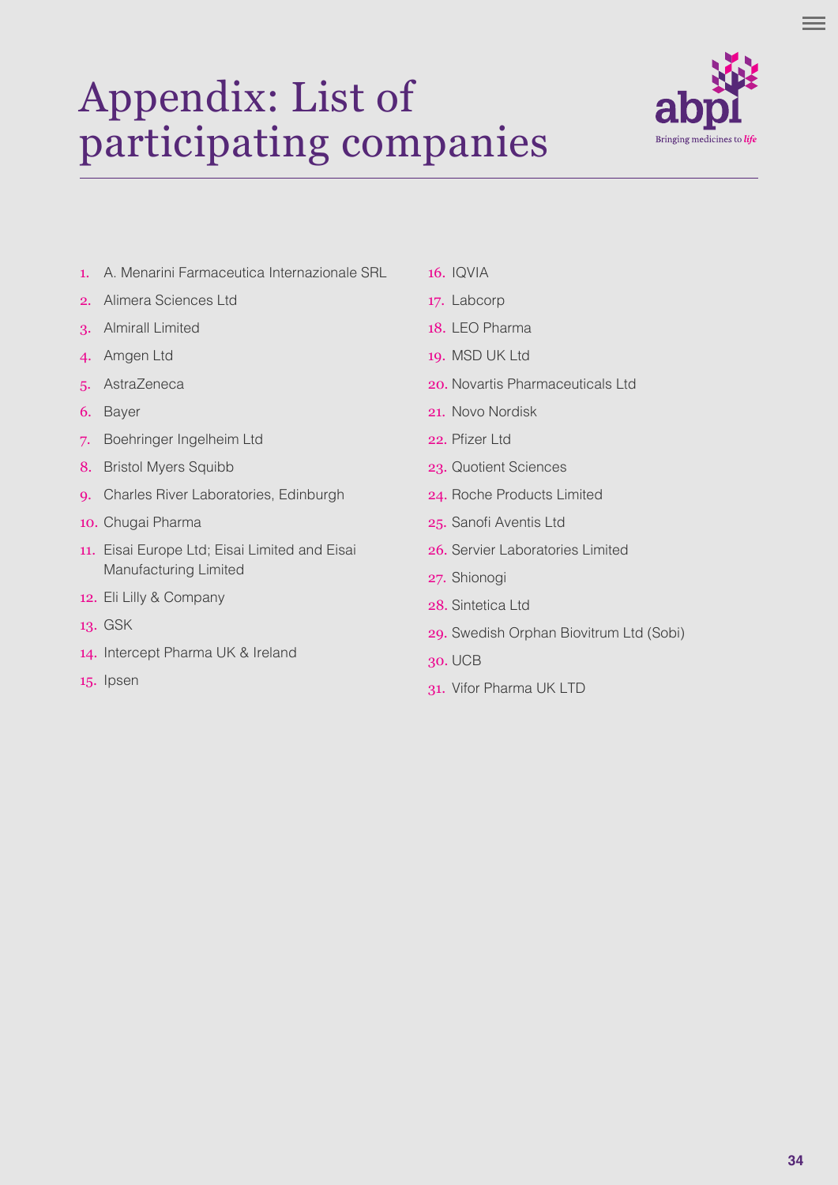# Appendix: List of participating companies

1. A. Menarini Farmaceutica Internazionale SRL
2. Alimera Sciences Ltd
3. Almirall Limited
4. Amgen Ltd
5. AstraZeneca
6. Bayer
7. Boehringer Ingelheim Ltd
8. Bristol Myers Squibb
9. Charles River Laboratories, Edinburgh
10. Chugai Pharma
11. Eisai Europe Ltd; Eisai Limited and Eisai Manufacturing Limited
12. Eli Lilly & Company
13. GSK
14. Intercept Pharma UK & Ireland
15. Ipsen
16. IQVIA
17. Labcorp
18. LEO Pharma
19. MSD UK Ltd
20. Novartis Pharmaceuticals Ltd
21. Novo Nordisk
22. Pfizer Ltd
23. Quotient Sciences
24. Roche Products Limited
25. Sanofi Aventis Ltd
26. Servier Laboratories Limited
27. Shionogi
28. Sintetica Ltd
29. Swedish Orphan Biovitrum Ltd (Sobi)
30. UCB
31. Vifor Pharma UK LTD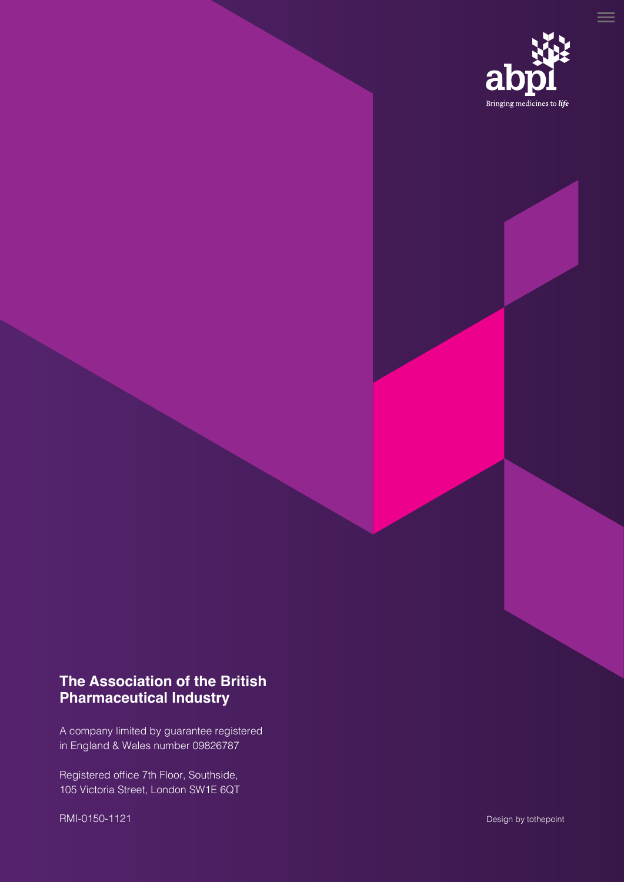abpl

Bringing medicines to *life*

**The Association of the British Pharmaceutical Industry**

A company limited by guarantee registered in England & Wales number 09826787

Registered office 7th Floor, Southside, 105 Victoria Street, London SW1E 6QT

RMI-0150-1121

Design by tothepoint